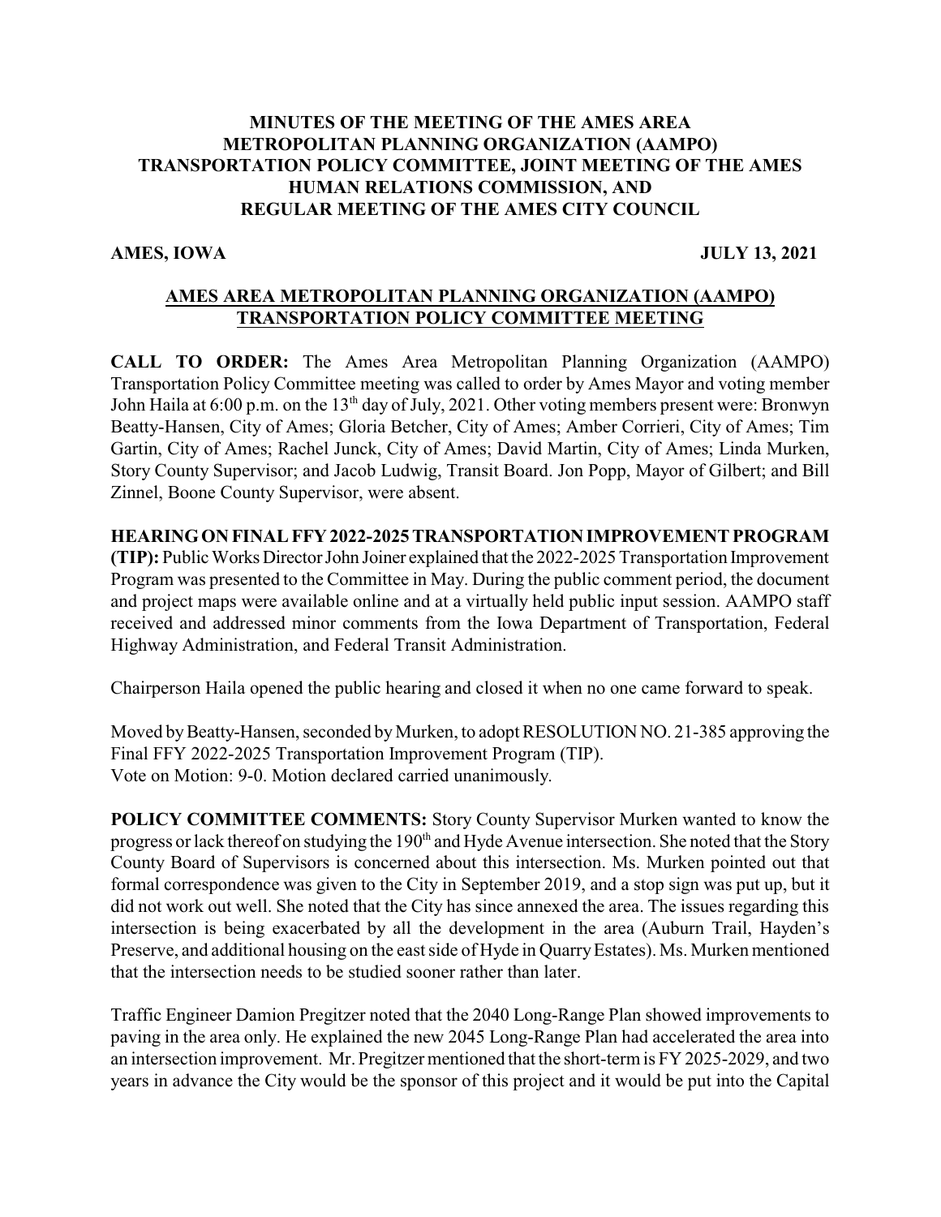# MINUTES OF THE MEETING OF THE AMES AREA METROPOLITAN PLANNING ORGANIZATION (AAMPO) TRANSPORTATION POLICY COMMITTEE, JOINT MEETING OF THE AMES HUMAN RELATIONS COMMISSION, AND REGULAR MEETING OF THE AMES CITY COUNCIL

**AMES, IOWA** **JULY 13, 2021**

## AMES AREA METROPOLITAN PLANNING ORGANIZATION (AAMPO) TRANSPORTATION POLICY COMMITTEE MEETING

**CALL TO ORDER:** The Ames Area Metropolitan Planning Organization (AAMPO) Transportation Policy Committee meeting was called to order by Ames Mayor and voting member John Haila at 6:00 p.m. on the 13th day of July, 2021. Other voting members present were: Bronwyn Beatty-Hansen, City of Ames; Gloria Betcher, City of Ames; Amber Corrieri, City of Ames; Tim Gartin, City of Ames; Rachel Junck, City of Ames; David Martin, City of Ames; Linda Murken, Story County Supervisor; and Jacob Ludwig, Transit Board. Jon Popp, Mayor of Gilbert; and Bill Zinnel, Boone County Supervisor, were absent.

**HEARING ON FINAL FFY 2022-2025 TRANSPORTATION IMPROVEMENT PROGRAM (TIP):** Public Works Director John Joiner explained that the 2022-2025 Transportation Improvement Program was presented to the Committee in May. During the public comment period, the document and project maps were available online and at a virtually held public input session. AAMPO staff received and addressed minor comments from the Iowa Department of Transportation, Federal Highway Administration, and Federal Transit Administration.

Chairperson Haila opened the public hearing and closed it when no one came forward to speak.

Moved by Beatty-Hansen, seconded by Murken, to adopt RESOLUTION NO. 21-385 approving the Final FFY 2022-2025 Transportation Improvement Program (TIP).
Vote on Motion: 9-0. Motion declared carried unanimously.

**POLICY COMMITTEE COMMENTS:** Story County Supervisor Murken wanted to know the progress or lack thereof on studying the 190th and Hyde Avenue intersection. She noted that the Story County Board of Supervisors is concerned about this intersection. Ms. Murken pointed out that formal correspondence was given to the City in September 2019, and a stop sign was put up, but it did not work out well. She noted that the City has since annexed the area. The issues regarding this intersection is being exacerbated by all the development in the area (Auburn Trail, Hayden's Preserve, and additional housing on the east side of Hyde in Quarry Estates). Ms. Murken mentioned that the intersection needs to be studied sooner rather than later.

Traffic Engineer Damion Pregitzer noted that the 2040 Long-Range Plan showed improvements to paving in the area only. He explained the new 2045 Long-Range Plan had accelerated the area into an intersection improvement. Mr. Pregitzer mentioned that the short-term is FY 2025-2029, and two years in advance the City would be the sponsor of this project and it would be put into the Capital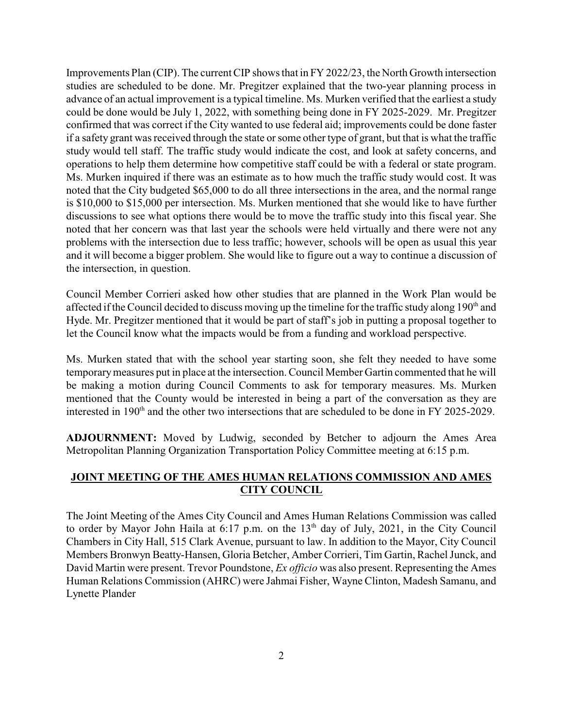Improvements Plan (CIP). The current CIP shows that in FY 2022/23, the North Growth intersection studies are scheduled to be done. Mr. Pregitzer explained that the two-year planning process in advance of an actual improvement is a typical timeline. Ms. Murken verified that the earliest a study could be done would be July 1, 2022, with something being done in FY 2025-2029. Mr. Pregitzer confirmed that was correct if the City wanted to use federal aid; improvements could be done faster if a safety grant was received through the state or some other type of grant, but that is what the traffic study would tell staff. The traffic study would indicate the cost, and look at safety concerns, and operations to help them determine how competitive staff could be with a federal or state program. Ms. Murken inquired if there was an estimate as to how much the traffic study would cost. It was noted that the City budgeted $65,000 to do all three intersections in the area, and the normal range is $10,000 to $15,000 per intersection. Ms. Murken mentioned that she would like to have further discussions to see what options there would be to move the traffic study into this fiscal year. She noted that her concern was that last year the schools were held virtually and there were not any problems with the intersection due to less traffic; however, schools will be open as usual this year and it will become a bigger problem. She would like to figure out a way to continue a discussion of the intersection, in question.

Council Member Corrieri asked how other studies that are planned in the Work Plan would be affected if the Council decided to discuss moving up the timeline for the traffic study along 190th and Hyde. Mr. Pregitzer mentioned that it would be part of staff's job in putting a proposal together to let the Council know what the impacts would be from a funding and workload perspective.

Ms. Murken stated that with the school year starting soon, she felt they needed to have some temporary measures put in place at the intersection. Council Member Gartin commented that he will be making a motion during Council Comments to ask for temporary measures. Ms. Murken mentioned that the County would be interested in being a part of the conversation as they are interested in 190th and the other two intersections that are scheduled to be done in FY 2025-2029.

**ADJOURNMENT:** Moved by Ludwig, seconded by Betcher to adjourn the Ames Area Metropolitan Planning Organization Transportation Policy Committee meeting at 6:15 p.m.

## JOINT MEETING OF THE AMES HUMAN RELATIONS COMMISSION AND AMES CITY COUNCIL

The Joint Meeting of the Ames City Council and Ames Human Relations Commission was called to order by Mayor John Haila at 6:17 p.m. on the 13th day of July, 2021, in the City Council Chambers in City Hall, 515 Clark Avenue, pursuant to law. In addition to the Mayor, City Council Members Bronwyn Beatty-Hansen, Gloria Betcher, Amber Corrieri, Tim Gartin, Rachel Junck, and David Martin were present. Trevor Poundstone, *Ex officio* was also present. Representing the Ames Human Relations Commission (AHRC) were Jahmai Fisher, Wayne Clinton, Madesh Samanu, and Lynette Plander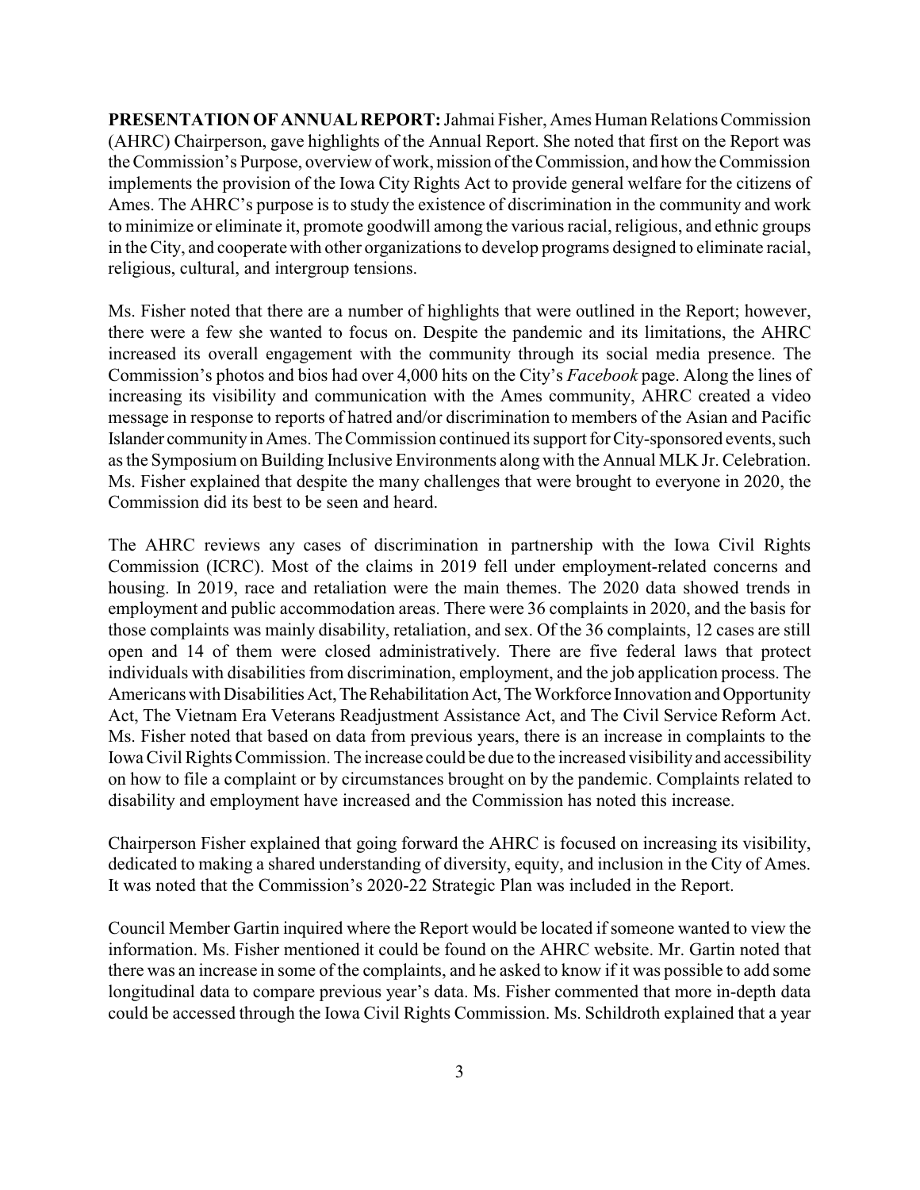**PRESENTATION OF ANNUAL REPORT:** Jahmai Fisher, Ames Human Relations Commission (AHRC) Chairperson, gave highlights of the Annual Report. She noted that first on the Report was the Commission's Purpose, overview of work, mission of the Commission, and how the Commission implements the provision of the Iowa City Rights Act to provide general welfare for the citizens of Ames. The AHRC's purpose is to study the existence of discrimination in the community and work to minimize or eliminate it, promote goodwill among the various racial, religious, and ethnic groups in the City, and cooperate with other organizations to develop programs designed to eliminate racial, religious, cultural, and intergroup tensions.

Ms. Fisher noted that there are a number of highlights that were outlined in the Report; however, there were a few she wanted to focus on. Despite the pandemic and its limitations, the AHRC increased its overall engagement with the community through its social media presence. The Commission's photos and bios had over 4,000 hits on the City's *Facebook* page. Along the lines of increasing its visibility and communication with the Ames community, AHRC created a video message in response to reports of hatred and/or discrimination to members of the Asian and Pacific Islander community in Ames. The Commission continued its support for City-sponsored events, such as the Symposium on Building Inclusive Environments along with the Annual MLK Jr. Celebration. Ms. Fisher explained that despite the many challenges that were brought to everyone in 2020, the Commission did its best to be seen and heard.

The AHRC reviews any cases of discrimination in partnership with the Iowa Civil Rights Commission (ICRC). Most of the claims in 2019 fell under employment-related concerns and housing. In 2019, race and retaliation were the main themes. The 2020 data showed trends in employment and public accommodation areas. There were 36 complaints in 2020, and the basis for those complaints was mainly disability, retaliation, and sex. Of the 36 complaints, 12 cases are still open and 14 of them were closed administratively. There are five federal laws that protect individuals with disabilities from discrimination, employment, and the job application process. The Americans with Disabilities Act, The Rehabilitation Act, The Workforce Innovation and Opportunity Act, The Vietnam Era Veterans Readjustment Assistance Act, and The Civil Service Reform Act. Ms. Fisher noted that based on data from previous years, there is an increase in complaints to the Iowa Civil Rights Commission. The increase could be due to the increased visibility and accessibility on how to file a complaint or by circumstances brought on by the pandemic. Complaints related to disability and employment have increased and the Commission has noted this increase.

Chairperson Fisher explained that going forward the AHRC is focused on increasing its visibility, dedicated to making a shared understanding of diversity, equity, and inclusion in the City of Ames. It was noted that the Commission's 2020-22 Strategic Plan was included in the Report.

Council Member Gartin inquired where the Report would be located if someone wanted to view the information. Ms. Fisher mentioned it could be found on the AHRC website. Mr. Gartin noted that there was an increase in some of the complaints, and he asked to know if it was possible to add some longitudinal data to compare previous year's data. Ms. Fisher commented that more in-depth data could be accessed through the Iowa Civil Rights Commission. Ms. Schildroth explained that a year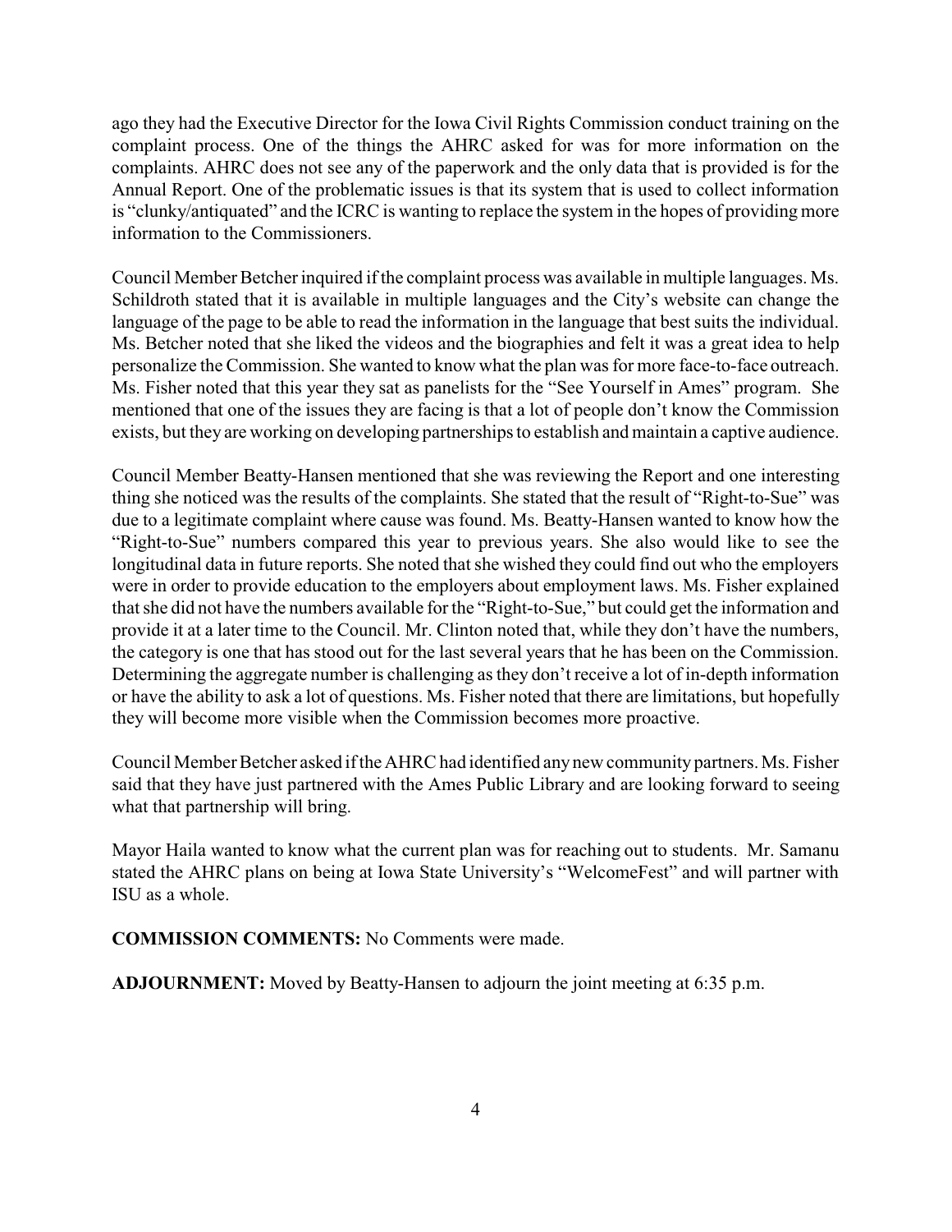ago they had the Executive Director for the Iowa Civil Rights Commission conduct training on the complaint process. One of the things the AHRC asked for was for more information on the complaints. AHRC does not see any of the paperwork and the only data that is provided is for the Annual Report. One of the problematic issues is that its system that is used to collect information is "clunky/antiquated" and the ICRC is wanting to replace the system in the hopes of providing more information to the Commissioners.

Council Member Betcher inquired if the complaint process was available in multiple languages. Ms. Schildroth stated that it is available in multiple languages and the City's website can change the language of the page to be able to read the information in the language that best suits the individual. Ms. Betcher noted that she liked the videos and the biographies and felt it was a great idea to help personalize the Commission. She wanted to know what the plan was for more face-to-face outreach. Ms. Fisher noted that this year they sat as panelists for the "See Yourself in Ames" program. She mentioned that one of the issues they are facing is that a lot of people don't know the Commission exists, but they are working on developing partnerships to establish and maintain a captive audience.

Council Member Beatty-Hansen mentioned that she was reviewing the Report and one interesting thing she noticed was the results of the complaints. She stated that the result of "Right-to-Sue" was due to a legitimate complaint where cause was found. Ms. Beatty-Hansen wanted to know how the "Right-to-Sue" numbers compared this year to previous years. She also would like to see the longitudinal data in future reports. She noted that she wished they could find out who the employers were in order to provide education to the employers about employment laws. Ms. Fisher explained that she did not have the numbers available for the "Right-to-Sue," but could get the information and provide it at a later time to the Council. Mr. Clinton noted that, while they don't have the numbers, the category is one that has stood out for the last several years that he has been on the Commission. Determining the aggregate number is challenging as they don't receive a lot of in-depth information or have the ability to ask a lot of questions. Ms. Fisher noted that there are limitations, but hopefully they will become more visible when the Commission becomes more proactive.

Council Member Betcher asked if the AHRC had identified any new community partners. Ms. Fisher said that they have just partnered with the Ames Public Library and are looking forward to seeing what that partnership will bring.

Mayor Haila wanted to know what the current plan was for reaching out to students. Mr. Samanu stated the AHRC plans on being at Iowa State University's "WelcomeFest" and will partner with ISU as a whole.

**COMMISSION COMMENTS:** No Comments were made.

**ADJOURNMENT:** Moved by Beatty-Hansen to adjourn the joint meeting at 6:35 p.m.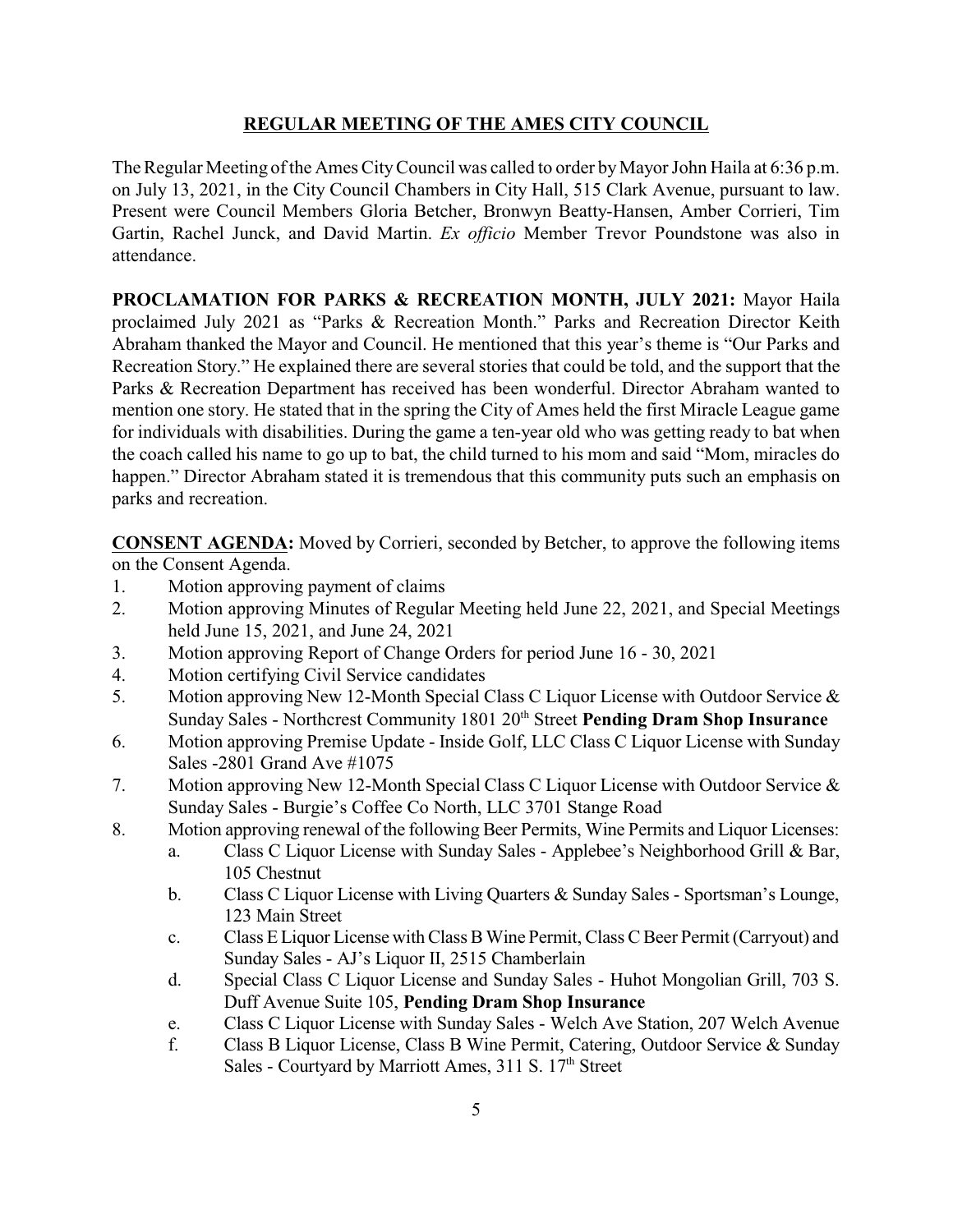## REGULAR MEETING OF THE AMES CITY COUNCIL

The Regular Meeting of the Ames City Council was called to order by Mayor John Haila at 6:36 p.m. on July 13, 2021, in the City Council Chambers in City Hall, 515 Clark Avenue, pursuant to law. Present were Council Members Gloria Betcher, Bronwyn Beatty-Hansen, Amber Corrieri, Tim Gartin, Rachel Junck, and David Martin. *Ex officio* Member Trevor Poundstone was also in attendance.

**PROCLAMATION FOR PARKS & RECREATION MONTH, JULY 2021:** Mayor Haila proclaimed July 2021 as "Parks & Recreation Month." Parks and Recreation Director Keith Abraham thanked the Mayor and Council. He mentioned that this year's theme is "Our Parks and Recreation Story." He explained there are several stories that could be told, and the support that the Parks & Recreation Department has received has been wonderful. Director Abraham wanted to mention one story. He stated that in the spring the City of Ames held the first Miracle League game for individuals with disabilities. During the game a ten-year old who was getting ready to bat when the coach called his name to go up to bat, the child turned to his mom and said "Mom, miracles do happen." Director Abraham stated it is tremendous that this community puts such an emphasis on parks and recreation.

**CONSENT AGENDA:** Moved by Corrieri, seconded by Betcher, to approve the following items on the Consent Agenda.

1. Motion approving payment of claims
2. Motion approving Minutes of Regular Meeting held June 22, 2021, and Special Meetings held June 15, 2021, and June 24, 2021
3. Motion approving Report of Change Orders for period June 16 - 30, 2021
4. Motion certifying Civil Service candidates
5. Motion approving New 12-Month Special Class C Liquor License with Outdoor Service & Sunday Sales - Northcrest Community 1801 20th Street **Pending Dram Shop Insurance**
6. Motion approving Premise Update - Inside Golf, LLC Class C Liquor License with Sunday Sales -2801 Grand Ave #1075
7. Motion approving New 12-Month Special Class C Liquor License with Outdoor Service & Sunday Sales - Burgie's Coffee Co North, LLC 3701 Stange Road
8. Motion approving renewal of the following Beer Permits, Wine Permits and Liquor Licenses:
   a. Class C Liquor License with Sunday Sales - Applebee's Neighborhood Grill & Bar, 105 Chestnut
   b. Class C Liquor License with Living Quarters & Sunday Sales - Sportsman's Lounge, 123 Main Street
   c. Class E Liquor License with Class B Wine Permit, Class C Beer Permit (Carryout) and Sunday Sales - AJ's Liquor II, 2515 Chamberlain
   d. Special Class C Liquor License and Sunday Sales - Huhot Mongolian Grill, 703 S. Duff Avenue Suite 105, **Pending Dram Shop Insurance**
   e. Class C Liquor License with Sunday Sales - Welch Ave Station, 207 Welch Avenue
   f. Class B Liquor License, Class B Wine Permit, Catering, Outdoor Service & Sunday Sales - Courtyard by Marriott Ames, 311 S. 17th Street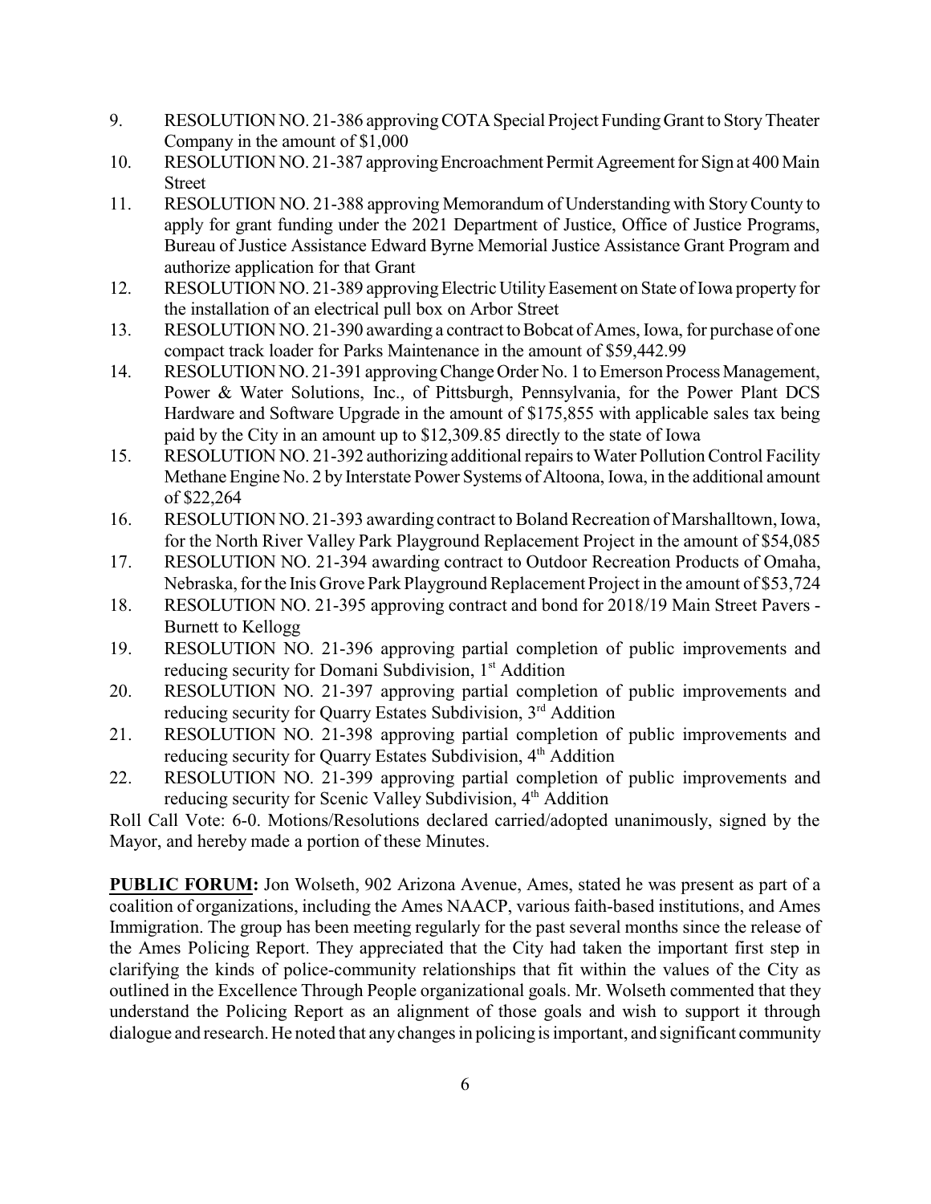9. RESOLUTION NO. 21-386 approving COTA Special Project Funding Grant to Story Theater Company in the amount of $1,000
10. RESOLUTION NO. 21-387 approving Encroachment Permit Agreement for Sign at 400 Main Street
11. RESOLUTION NO. 21-388 approving Memorandum of Understanding with Story County to apply for grant funding under the 2021 Department of Justice, Office of Justice Programs, Bureau of Justice Assistance Edward Byrne Memorial Justice Assistance Grant Program and authorize application for that Grant
12. RESOLUTION NO. 21-389 approving Electric Utility Easement on State of Iowa property for the installation of an electrical pull box on Arbor Street
13. RESOLUTION NO. 21-390 awarding a contract to Bobcat of Ames, Iowa, for purchase of one compact track loader for Parks Maintenance in the amount of $59,442.99
14. RESOLUTION NO. 21-391 approving Change Order No. 1 to Emerson Process Management, Power & Water Solutions, Inc., of Pittsburgh, Pennsylvania, for the Power Plant DCS Hardware and Software Upgrade in the amount of $175,855 with applicable sales tax being paid by the City in an amount up to $12,309.85 directly to the state of Iowa
15. RESOLUTION NO. 21-392 authorizing additional repairs to Water Pollution Control Facility Methane Engine No. 2 by Interstate Power Systems of Altoona, Iowa, in the additional amount of $22,264
16. RESOLUTION NO. 21-393 awarding contract to Boland Recreation of Marshalltown, Iowa, for the North River Valley Park Playground Replacement Project in the amount of $54,085
17. RESOLUTION NO. 21-394 awarding contract to Outdoor Recreation Products of Omaha, Nebraska, for the Inis Grove Park Playground Replacement Project in the amount of $53,724
18. RESOLUTION NO. 21-395 approving contract and bond for 2018/19 Main Street Pavers - Burnett to Kellogg
19. RESOLUTION NO. 21-396 approving partial completion of public improvements and reducing security for Domani Subdivision, 1st Addition
20. RESOLUTION NO. 21-397 approving partial completion of public improvements and reducing security for Quarry Estates Subdivision, 3rd Addition
21. RESOLUTION NO. 21-398 approving partial completion of public improvements and reducing security for Quarry Estates Subdivision, 4th Addition
22. RESOLUTION NO. 21-399 approving partial completion of public improvements and reducing security for Scenic Valley Subdivision, 4th Addition

Roll Call Vote: 6-0. Motions/Resolutions declared carried/adopted unanimously, signed by the Mayor, and hereby made a portion of these Minutes.

**PUBLIC FORUM:** Jon Wolseth, 902 Arizona Avenue, Ames, stated he was present as part of a coalition of organizations, including the Ames NAACP, various faith-based institutions, and Ames Immigration. The group has been meeting regularly for the past several months since the release of the Ames Policing Report. They appreciated that the City had taken the important first step in clarifying the kinds of police-community relationships that fit within the values of the City as outlined in the Excellence Through People organizational goals. Mr. Wolseth commented that they understand the Policing Report as an alignment of those goals and wish to support it through dialogue and research. He noted that any changes in policing is important, and significant community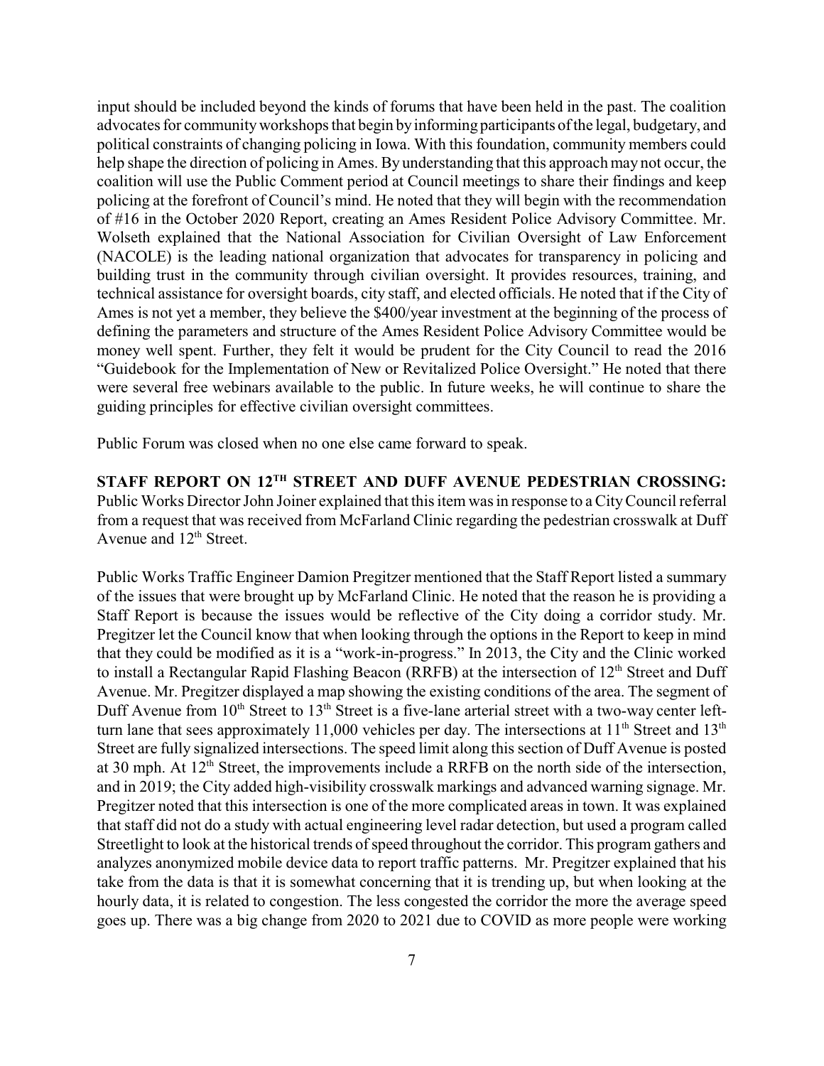input should be included beyond the kinds of forums that have been held in the past. The coalition advocates for community workshops that begin by informing participants of the legal, budgetary, and political constraints of changing policing in Iowa. With this foundation, community members could help shape the direction of policing in Ames. By understanding that this approach may not occur, the coalition will use the Public Comment period at Council meetings to share their findings and keep policing at the forefront of Council's mind. He noted that they will begin with the recommendation of #16 in the October 2020 Report, creating an Ames Resident Police Advisory Committee. Mr. Wolseth explained that the National Association for Civilian Oversight of Law Enforcement (NACOLE) is the leading national organization that advocates for transparency in policing and building trust in the community through civilian oversight. It provides resources, training, and technical assistance for oversight boards, city staff, and elected officials. He noted that if the City of Ames is not yet a member, they believe the $400/year investment at the beginning of the process of defining the parameters and structure of the Ames Resident Police Advisory Committee would be money well spent. Further, they felt it would be prudent for the City Council to read the 2016 "Guidebook for the Implementation of New or Revitalized Police Oversight." He noted that there were several free webinars available to the public. In future weeks, he will continue to share the guiding principles for effective civilian oversight committees.

Public Forum was closed when no one else came forward to speak.

**STAFF REPORT ON 12TH STREET AND DUFF AVENUE PEDESTRIAN CROSSING:** Public Works Director John Joiner explained that this item was in response to a City Council referral from a request that was received from McFarland Clinic regarding the pedestrian crosswalk at Duff Avenue and 12th Street.

Public Works Traffic Engineer Damion Pregitzer mentioned that the Staff Report listed a summary of the issues that were brought up by McFarland Clinic. He noted that the reason he is providing a Staff Report is because the issues would be reflective of the City doing a corridor study. Mr. Pregitzer let the Council know that when looking through the options in the Report to keep in mind that they could be modified as it is a "work-in-progress." In 2013, the City and the Clinic worked to install a Rectangular Rapid Flashing Beacon (RRFB) at the intersection of 12th Street and Duff Avenue. Mr. Pregitzer displayed a map showing the existing conditions of the area. The segment of Duff Avenue from 10th Street to 13th Street is a five-lane arterial street with a two-way center left-turn lane that sees approximately 11,000 vehicles per day. The intersections at 11th Street and 13th Street are fully signalized intersections. The speed limit along this section of Duff Avenue is posted at 30 mph. At 12th Street, the improvements include a RRFB on the north side of the intersection, and in 2019; the City added high-visibility crosswalk markings and advanced warning signage. Mr. Pregitzer noted that this intersection is one of the more complicated areas in town. It was explained that staff did not do a study with actual engineering level radar detection, but used a program called Streetlight to look at the historical trends of speed throughout the corridor. This program gathers and analyzes anonymized mobile device data to report traffic patterns. Mr. Pregitzer explained that his take from the data is that it is somewhat concerning that it is trending up, but when looking at the hourly data, it is related to congestion. The less congested the corridor the more the average speed goes up. There was a big change from 2020 to 2021 due to COVID as more people were working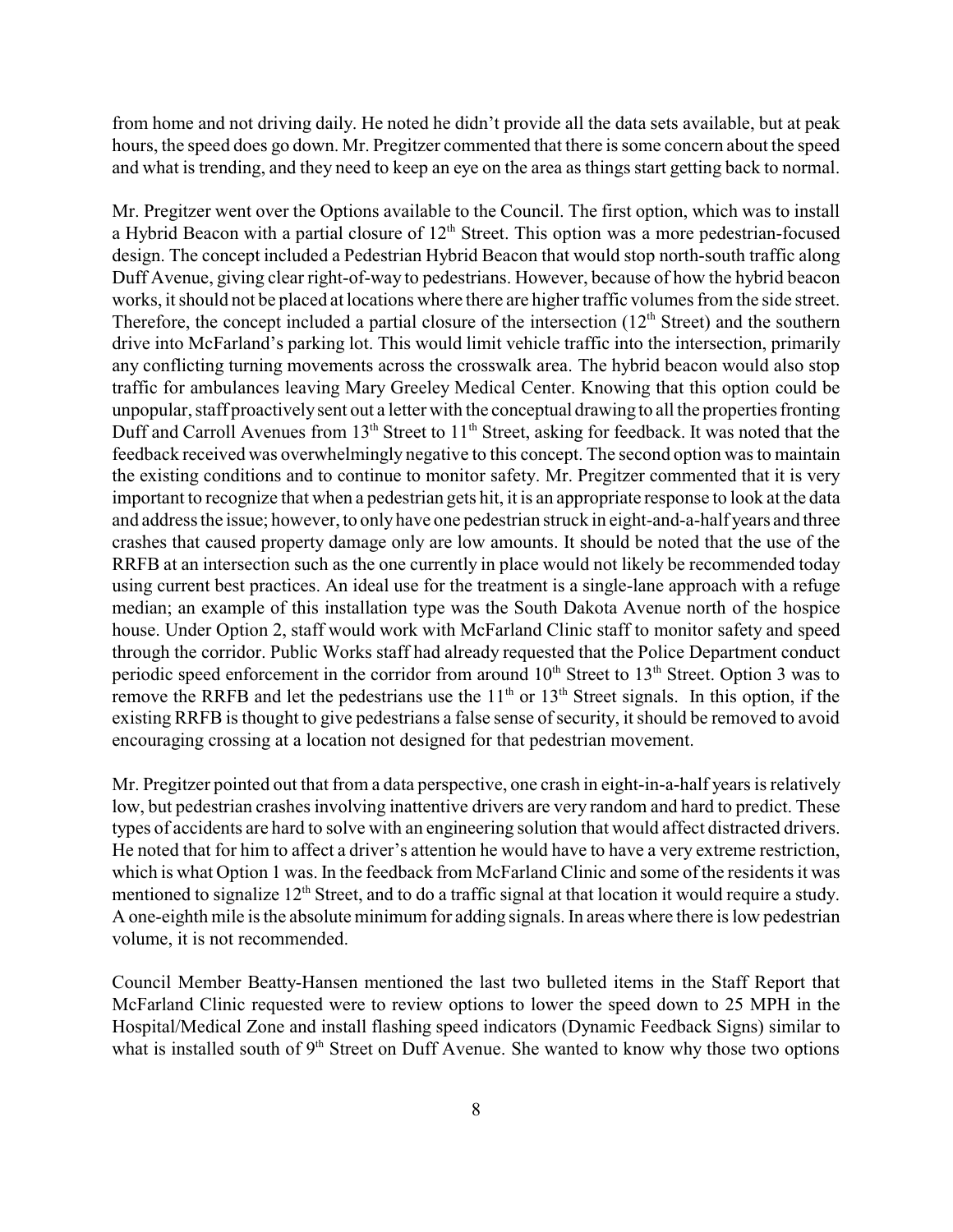from home and not driving daily. He noted he didn't provide all the data sets available, but at peak hours, the speed does go down. Mr. Pregitzer commented that there is some concern about the speed and what is trending, and they need to keep an eye on the area as things start getting back to normal.

Mr. Pregitzer went over the Options available to the Council. The first option, which was to install a Hybrid Beacon with a partial closure of 12th Street. This option was a more pedestrian-focused design. The concept included a Pedestrian Hybrid Beacon that would stop north-south traffic along Duff Avenue, giving clear right-of-way to pedestrians. However, because of how the hybrid beacon works, it should not be placed at locations where there are higher traffic volumes from the side street. Therefore, the concept included a partial closure of the intersection (12th Street) and the southern drive into McFarland's parking lot. This would limit vehicle traffic into the intersection, primarily any conflicting turning movements across the crosswalk area. The hybrid beacon would also stop traffic for ambulances leaving Mary Greeley Medical Center. Knowing that this option could be unpopular, staff proactively sent out a letter with the conceptual drawing to all the properties fronting Duff and Carroll Avenues from 13th Street to 11th Street, asking for feedback. It was noted that the feedback received was overwhelmingly negative to this concept. The second option was to maintain the existing conditions and to continue to monitor safety. Mr. Pregitzer commented that it is very important to recognize that when a pedestrian gets hit, it is an appropriate response to look at the data and address the issue; however, to only have one pedestrian struck in eight-and-a-half years and three crashes that caused property damage only are low amounts. It should be noted that the use of the RRFB at an intersection such as the one currently in place would not likely be recommended today using current best practices. An ideal use for the treatment is a single-lane approach with a refuge median; an example of this installation type was the South Dakota Avenue north of the hospice house. Under Option 2, staff would work with McFarland Clinic staff to monitor safety and speed through the corridor. Public Works staff had already requested that the Police Department conduct periodic speed enforcement in the corridor from around 10th Street to 13th Street. Option 3 was to remove the RRFB and let the pedestrians use the 11th or 13th Street signals. In this option, if the existing RRFB is thought to give pedestrians a false sense of security, it should be removed to avoid encouraging crossing at a location not designed for that pedestrian movement.

Mr. Pregitzer pointed out that from a data perspective, one crash in eight-in-a-half years is relatively low, but pedestrian crashes involving inattentive drivers are very random and hard to predict. These types of accidents are hard to solve with an engineering solution that would affect distracted drivers. He noted that for him to affect a driver's attention he would have to have a very extreme restriction, which is what Option 1 was. In the feedback from McFarland Clinic and some of the residents it was mentioned to signalize 12th Street, and to do a traffic signal at that location it would require a study. A one-eighth mile is the absolute minimum for adding signals. In areas where there is low pedestrian volume, it is not recommended.

Council Member Beatty-Hansen mentioned the last two bulleted items in the Staff Report that McFarland Clinic requested were to review options to lower the speed down to 25 MPH in the Hospital/Medical Zone and install flashing speed indicators (Dynamic Feedback Signs) similar to what is installed south of 9th Street on Duff Avenue. She wanted to know why those two options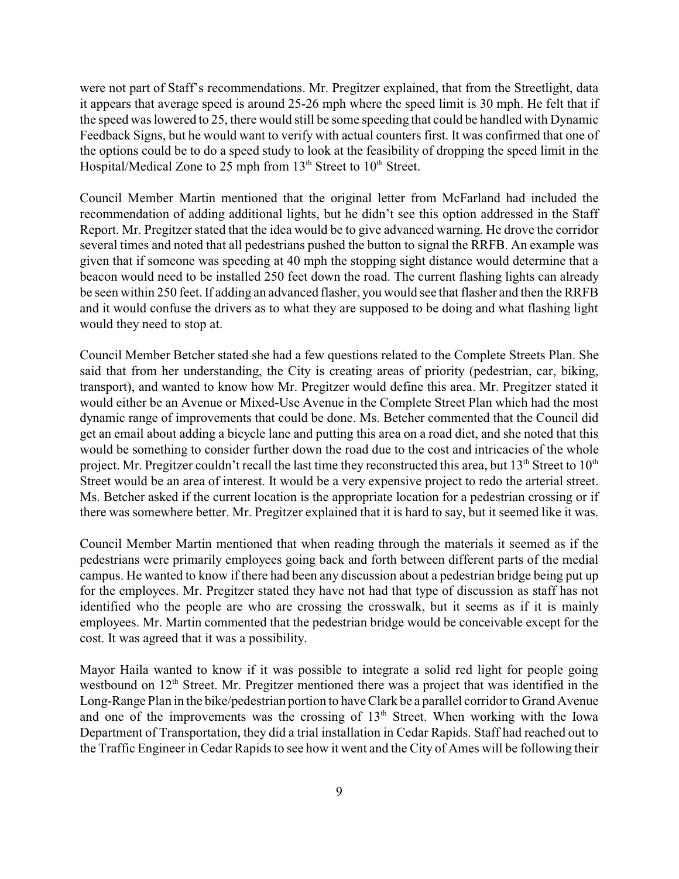were not part of Staff's recommendations. Mr. Pregitzer explained, that from the Streetlight, data it appears that average speed is around 25-26 mph where the speed limit is 30 mph. He felt that if the speed was lowered to 25, there would still be some speeding that could be handled with Dynamic Feedback Signs, but he would want to verify with actual counters first. It was confirmed that one of the options could be to do a speed study to look at the feasibility of dropping the speed limit in the Hospital/Medical Zone to 25 mph from 13th Street to 10th Street.

Council Member Martin mentioned that the original letter from McFarland had included the recommendation of adding additional lights, but he didn't see this option addressed in the Staff Report. Mr. Pregitzer stated that the idea would be to give advanced warning. He drove the corridor several times and noted that all pedestrians pushed the button to signal the RRFB. An example was given that if someone was speeding at 40 mph the stopping sight distance would determine that a beacon would need to be installed 250 feet down the road. The current flashing lights can already be seen within 250 feet. If adding an advanced flasher, you would see that flasher and then the RRFB and it would confuse the drivers as to what they are supposed to be doing and what flashing light would they need to stop at.

Council Member Betcher stated she had a few questions related to the Complete Streets Plan. She said that from her understanding, the City is creating areas of priority (pedestrian, car, biking, transport), and wanted to know how Mr. Pregitzer would define this area. Mr. Pregitzer stated it would either be an Avenue or Mixed-Use Avenue in the Complete Street Plan which had the most dynamic range of improvements that could be done. Ms. Betcher commented that the Council did get an email about adding a bicycle lane and putting this area on a road diet, and she noted that this would be something to consider further down the road due to the cost and intricacies of the whole project. Mr. Pregitzer couldn't recall the last time they reconstructed this area, but 13th Street to 10th Street would be an area of interest. It would be a very expensive project to redo the arterial street. Ms. Betcher asked if the current location is the appropriate location for a pedestrian crossing or if there was somewhere better. Mr. Pregitzer explained that it is hard to say, but it seemed like it was.

Council Member Martin mentioned that when reading through the materials it seemed as if the pedestrians were primarily employees going back and forth between different parts of the medial campus. He wanted to know if there had been any discussion about a pedestrian bridge being put up for the employees. Mr. Pregitzer stated they have not had that type of discussion as staff has not identified who the people are who are crossing the crosswalk, but it seems as if it is mainly employees. Mr. Martin commented that the pedestrian bridge would be conceivable except for the cost. It was agreed that it was a possibility.

Mayor Haila wanted to know if it was possible to integrate a solid red light for people going westbound on 12th Street. Mr. Pregitzer mentioned there was a project that was identified in the Long-Range Plan in the bike/pedestrian portion to have Clark be a parallel corridor to Grand Avenue and one of the improvements was the crossing of 13th Street. When working with the Iowa Department of Transportation, they did a trial installation in Cedar Rapids. Staff had reached out to the Traffic Engineer in Cedar Rapids to see how it went and the City of Ames will be following their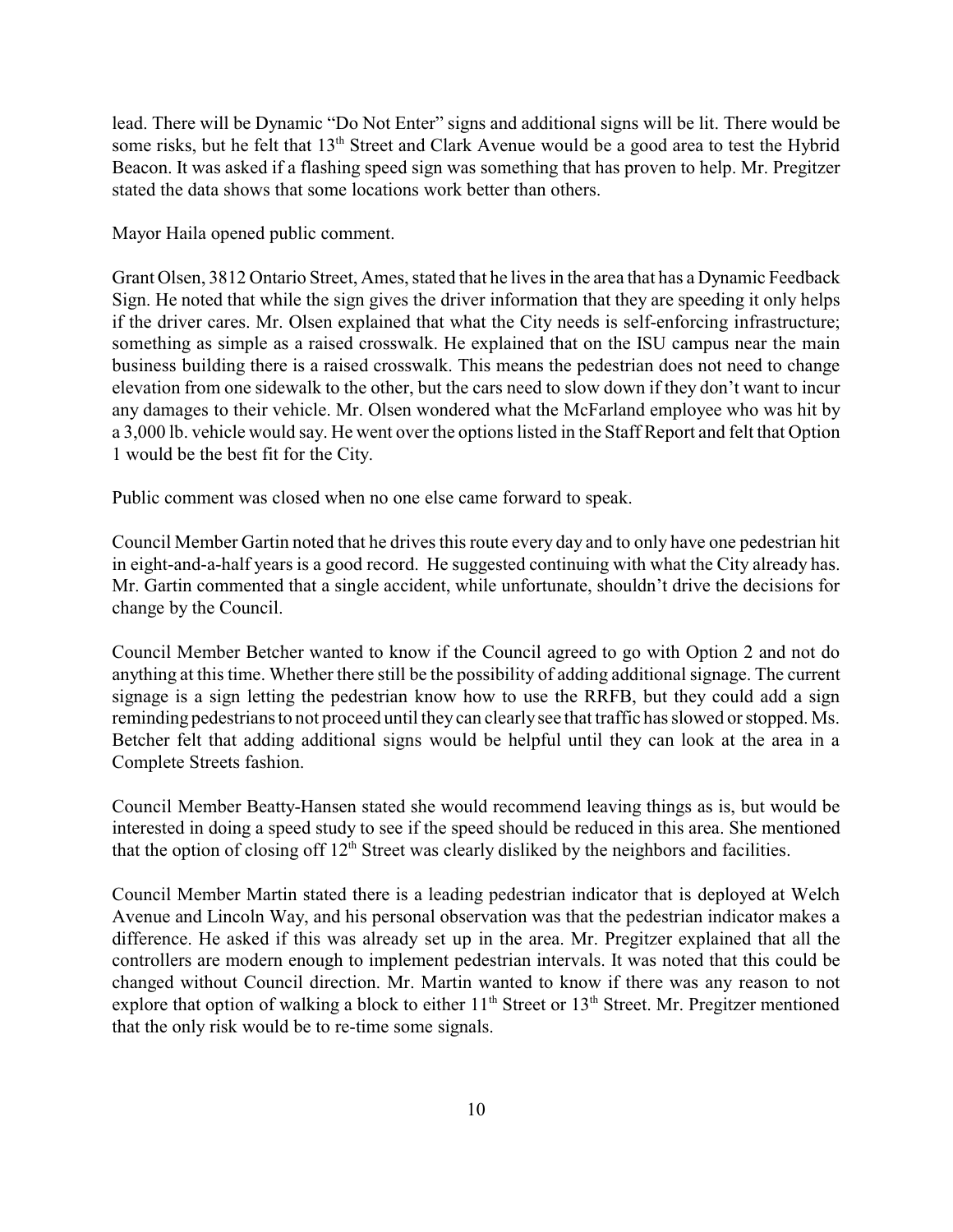lead. There will be Dynamic "Do Not Enter" signs and additional signs will be lit. There would be some risks, but he felt that 13th Street and Clark Avenue would be a good area to test the Hybrid Beacon. It was asked if a flashing speed sign was something that has proven to help. Mr. Pregitzer stated the data shows that some locations work better than others.

Mayor Haila opened public comment.

Grant Olsen, 3812 Ontario Street, Ames, stated that he lives in the area that has a Dynamic Feedback Sign. He noted that while the sign gives the driver information that they are speeding it only helps if the driver cares. Mr. Olsen explained that what the City needs is self-enforcing infrastructure; something as simple as a raised crosswalk. He explained that on the ISU campus near the main business building there is a raised crosswalk. This means the pedestrian does not need to change elevation from one sidewalk to the other, but the cars need to slow down if they don't want to incur any damages to their vehicle. Mr. Olsen wondered what the McFarland employee who was hit by a 3,000 lb. vehicle would say. He went over the options listed in the Staff Report and felt that Option 1 would be the best fit for the City.

Public comment was closed when no one else came forward to speak.

Council Member Gartin noted that he drives this route every day and to only have one pedestrian hit in eight-and-a-half years is a good record. He suggested continuing with what the City already has. Mr. Gartin commented that a single accident, while unfortunate, shouldn't drive the decisions for change by the Council.

Council Member Betcher wanted to know if the Council agreed to go with Option 2 and not do anything at this time. Whether there still be the possibility of adding additional signage. The current signage is a sign letting the pedestrian know how to use the RRFB, but they could add a sign reminding pedestrians to not proceed until they can clearly see that traffic has slowed or stopped. Ms. Betcher felt that adding additional signs would be helpful until they can look at the area in a Complete Streets fashion.

Council Member Beatty-Hansen stated she would recommend leaving things as is, but would be interested in doing a speed study to see if the speed should be reduced in this area. She mentioned that the option of closing off 12th Street was clearly disliked by the neighbors and facilities.

Council Member Martin stated there is a leading pedestrian indicator that is deployed at Welch Avenue and Lincoln Way, and his personal observation was that the pedestrian indicator makes a difference. He asked if this was already set up in the area. Mr. Pregitzer explained that all the controllers are modern enough to implement pedestrian intervals. It was noted that this could be changed without Council direction. Mr. Martin wanted to know if there was any reason to not explore that option of walking a block to either 11th Street or 13th Street. Mr. Pregitzer mentioned that the only risk would be to re-time some signals.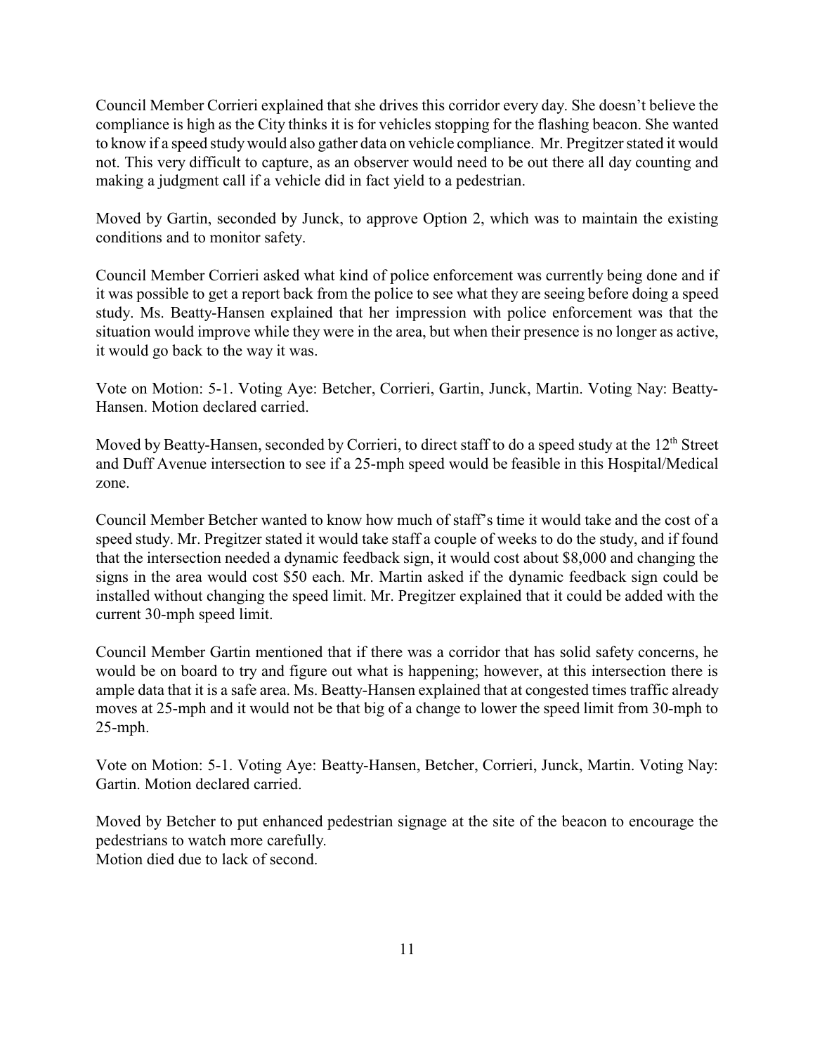Council Member Corrieri explained that she drives this corridor every day. She doesn't believe the compliance is high as the City thinks it is for vehicles stopping for the flashing beacon. She wanted to know if a speed study would also gather data on vehicle compliance. Mr. Pregitzer stated it would not. This very difficult to capture, as an observer would need to be out there all day counting and making a judgment call if a vehicle did in fact yield to a pedestrian.

Moved by Gartin, seconded by Junck, to approve Option 2, which was to maintain the existing conditions and to monitor safety.

Council Member Corrieri asked what kind of police enforcement was currently being done and if it was possible to get a report back from the police to see what they are seeing before doing a speed study. Ms. Beatty-Hansen explained that her impression with police enforcement was that the situation would improve while they were in the area, but when their presence is no longer as active, it would go back to the way it was.

Vote on Motion: 5-1. Voting Aye: Betcher, Corrieri, Gartin, Junck, Martin. Voting Nay: Beatty-Hansen. Motion declared carried.

Moved by Beatty-Hansen, seconded by Corrieri, to direct staff to do a speed study at the 12th Street and Duff Avenue intersection to see if a 25-mph speed would be feasible in this Hospital/Medical zone.

Council Member Betcher wanted to know how much of staff's time it would take and the cost of a speed study. Mr. Pregitzer stated it would take staff a couple of weeks to do the study, and if found that the intersection needed a dynamic feedback sign, it would cost about $8,000 and changing the signs in the area would cost $50 each. Mr. Martin asked if the dynamic feedback sign could be installed without changing the speed limit. Mr. Pregitzer explained that it could be added with the current 30-mph speed limit.

Council Member Gartin mentioned that if there was a corridor that has solid safety concerns, he would be on board to try and figure out what is happening; however, at this intersection there is ample data that it is a safe area. Ms. Beatty-Hansen explained that at congested times traffic already moves at 25-mph and it would not be that big of a change to lower the speed limit from 30-mph to 25-mph.

Vote on Motion: 5-1. Voting Aye: Beatty-Hansen, Betcher, Corrieri, Junck, Martin. Voting Nay: Gartin. Motion declared carried.

Moved by Betcher to put enhanced pedestrian signage at the site of the beacon to encourage the pedestrians to watch more carefully.
Motion died due to lack of second.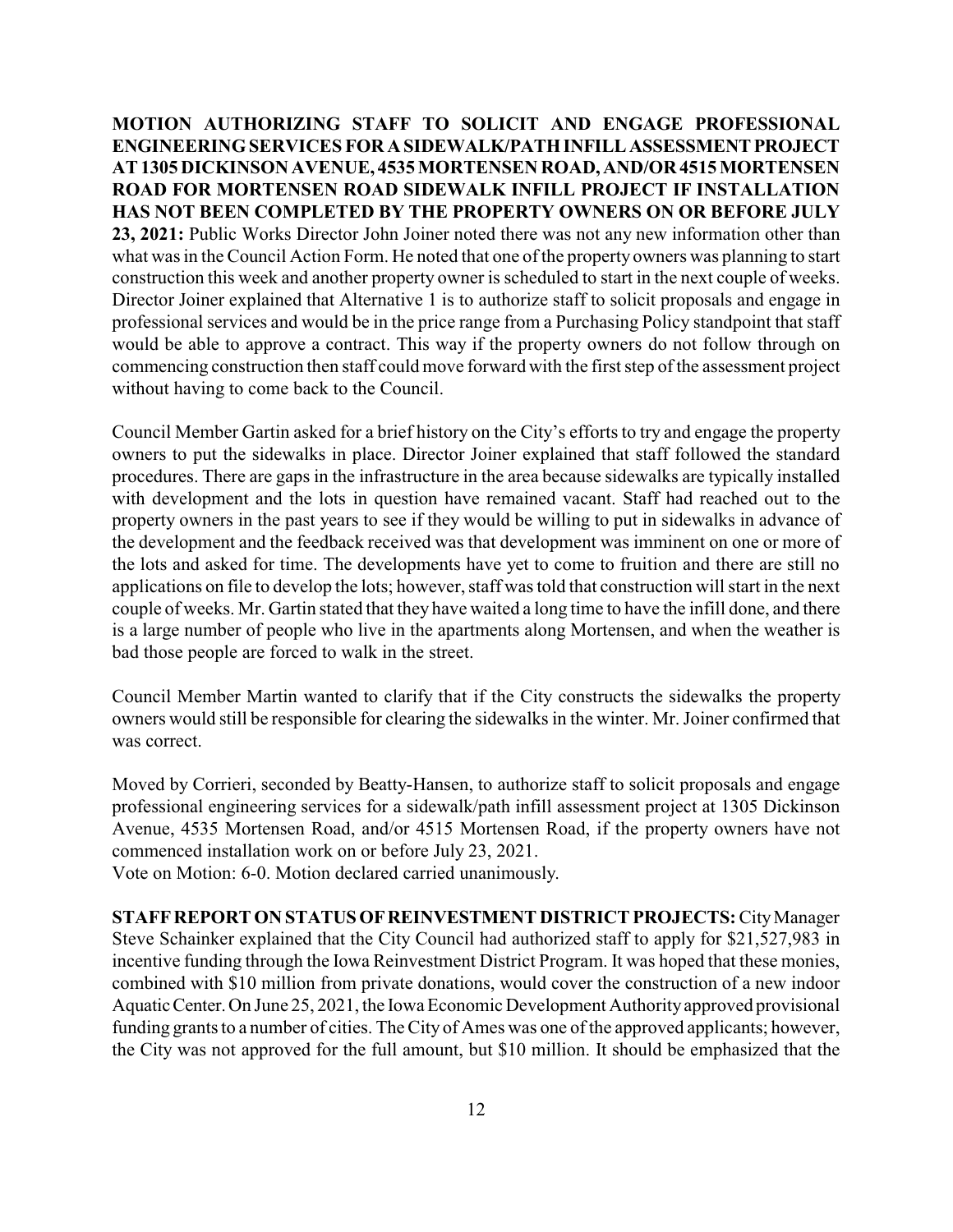**MOTION AUTHORIZING STAFF TO SOLICIT AND ENGAGE PROFESSIONAL ENGINEERING SERVICES FOR A SIDEWALK/PATH INFILL ASSESSMENT PROJECT AT 1305 DICKINSON AVENUE, 4535 MORTENSEN ROAD, AND/OR 4515 MORTENSEN ROAD FOR MORTENSEN ROAD SIDEWALK INFILL PROJECT IF INSTALLATION HAS NOT BEEN COMPLETED BY THE PROPERTY OWNERS ON OR BEFORE JULY 23, 2021:** Public Works Director John Joiner noted there was not any new information other than what was in the Council Action Form. He noted that one of the property owners was planning to start construction this week and another property owner is scheduled to start in the next couple of weeks. Director Joiner explained that Alternative 1 is to authorize staff to solicit proposals and engage in professional services and would be in the price range from a Purchasing Policy standpoint that staff would be able to approve a contract. This way if the property owners do not follow through on commencing construction then staff could move forward with the first step of the assessment project without having to come back to the Council.

Council Member Gartin asked for a brief history on the City's efforts to try and engage the property owners to put the sidewalks in place. Director Joiner explained that staff followed the standard procedures. There are gaps in the infrastructure in the area because sidewalks are typically installed with development and the lots in question have remained vacant. Staff had reached out to the property owners in the past years to see if they would be willing to put in sidewalks in advance of the development and the feedback received was that development was imminent on one or more of the lots and asked for time. The developments have yet to come to fruition and there are still no applications on file to develop the lots; however, staff was told that construction will start in the next couple of weeks. Mr. Gartin stated that they have waited a long time to have the infill done, and there is a large number of people who live in the apartments along Mortensen, and when the weather is bad those people are forced to walk in the street.

Council Member Martin wanted to clarify that if the City constructs the sidewalks the property owners would still be responsible for clearing the sidewalks in the winter. Mr. Joiner confirmed that was correct.

Moved by Corrieri, seconded by Beatty-Hansen, to authorize staff to solicit proposals and engage professional engineering services for a sidewalk/path infill assessment project at 1305 Dickinson Avenue, 4535 Mortensen Road, and/or 4515 Mortensen Road, if the property owners have not commenced installation work on or before July 23, 2021.
Vote on Motion: 6-0. Motion declared carried unanimously.

**STAFF REPORT ON STATUS OF REINVESTMENT DISTRICT PROJECTS:** City Manager Steve Schainker explained that the City Council had authorized staff to apply for $21,527,983 in incentive funding through the Iowa Reinvestment District Program. It was hoped that these monies, combined with $10 million from private donations, would cover the construction of a new indoor Aquatic Center. On June 25, 2021, the Iowa Economic Development Authority approved provisional funding grants to a number of cities. The City of Ames was one of the approved applicants; however, the City was not approved for the full amount, but $10 million. It should be emphasized that the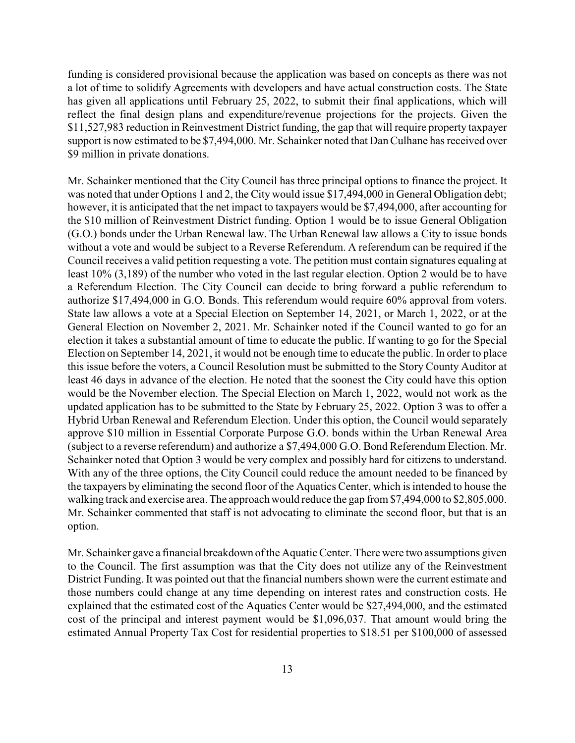funding is considered provisional because the application was based on concepts as there was not a lot of time to solidify Agreements with developers and have actual construction costs. The State has given all applications until February 25, 2022, to submit their final applications, which will reflect the final design plans and expenditure/revenue projections for the projects. Given the $11,527,983 reduction in Reinvestment District funding, the gap that will require property taxpayer support is now estimated to be $7,494,000. Mr. Schainker noted that Dan Culhane has received over $9 million in private donations.

Mr. Schainker mentioned that the City Council has three principal options to finance the project. It was noted that under Options 1 and 2, the City would issue $17,494,000 in General Obligation debt; however, it is anticipated that the net impact to taxpayers would be $7,494,000, after accounting for the $10 million of Reinvestment District funding. Option 1 would be to issue General Obligation (G.O.) bonds under the Urban Renewal law. The Urban Renewal law allows a City to issue bonds without a vote and would be subject to a Reverse Referendum. A referendum can be required if the Council receives a valid petition requesting a vote. The petition must contain signatures equaling at least 10% (3,189) of the number who voted in the last regular election. Option 2 would be to have a Referendum Election. The City Council can decide to bring forward a public referendum to authorize $17,494,000 in G.O. Bonds. This referendum would require 60% approval from voters. State law allows a vote at a Special Election on September 14, 2021, or March 1, 2022, or at the General Election on November 2, 2021. Mr. Schainker noted if the Council wanted to go for an election it takes a substantial amount of time to educate the public. If wanting to go for the Special Election on September 14, 2021, it would not be enough time to educate the public. In order to place this issue before the voters, a Council Resolution must be submitted to the Story County Auditor at least 46 days in advance of the election. He noted that the soonest the City could have this option would be the November election. The Special Election on March 1, 2022, would not work as the updated application has to be submitted to the State by February 25, 2022. Option 3 was to offer a Hybrid Urban Renewal and Referendum Election. Under this option, the Council would separately approve $10 million in Essential Corporate Purpose G.O. bonds within the Urban Renewal Area (subject to a reverse referendum) and authorize a $7,494,000 G.O. Bond Referendum Election. Mr. Schainker noted that Option 3 would be very complex and possibly hard for citizens to understand. With any of the three options, the City Council could reduce the amount needed to be financed by the taxpayers by eliminating the second floor of the Aquatics Center, which is intended to house the walking track and exercise area. The approach would reduce the gap from $7,494,000 to $2,805,000. Mr. Schainker commented that staff is not advocating to eliminate the second floor, but that is an option.

Mr. Schainker gave a financial breakdown of the Aquatic Center. There were two assumptions given to the Council. The first assumption was that the City does not utilize any of the Reinvestment District Funding. It was pointed out that the financial numbers shown were the current estimate and those numbers could change at any time depending on interest rates and construction costs. He explained that the estimated cost of the Aquatics Center would be $27,494,000, and the estimated cost of the principal and interest payment would be $1,096,037. That amount would bring the estimated Annual Property Tax Cost for residential properties to $18.51 per $100,000 of assessed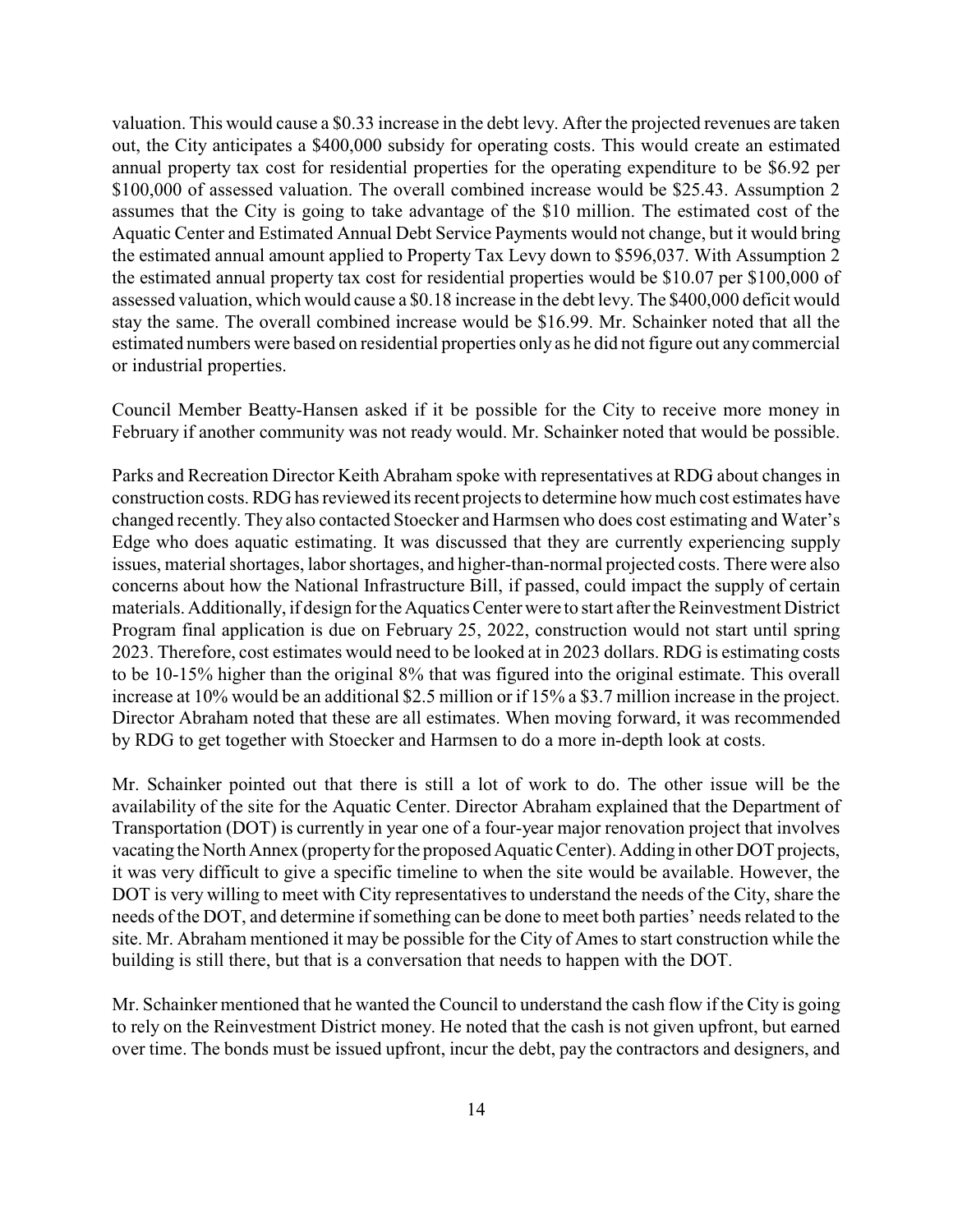valuation. This would cause a $0.33 increase in the debt levy. After the projected revenues are taken out, the City anticipates a $400,000 subsidy for operating costs. This would create an estimated annual property tax cost for residential properties for the operating expenditure to be $6.92 per $100,000 of assessed valuation. The overall combined increase would be $25.43. Assumption 2 assumes that the City is going to take advantage of the $10 million. The estimated cost of the Aquatic Center and Estimated Annual Debt Service Payments would not change, but it would bring the estimated annual amount applied to Property Tax Levy down to $596,037. With Assumption 2 the estimated annual property tax cost for residential properties would be $10.07 per $100,000 of assessed valuation, which would cause a $0.18 increase in the debt levy. The $400,000 deficit would stay the same. The overall combined increase would be $16.99. Mr. Schainker noted that all the estimated numbers were based on residential properties only as he did not figure out any commercial or industrial properties.

Council Member Beatty-Hansen asked if it be possible for the City to receive more money in February if another community was not ready would. Mr. Schainker noted that would be possible.

Parks and Recreation Director Keith Abraham spoke with representatives at RDG about changes in construction costs. RDG has reviewed its recent projects to determine how much cost estimates have changed recently. They also contacted Stoecker and Harmsen who does cost estimating and Water's Edge who does aquatic estimating. It was discussed that they are currently experiencing supply issues, material shortages, labor shortages, and higher-than-normal projected costs. There were also concerns about how the National Infrastructure Bill, if passed, could impact the supply of certain materials. Additionally, if design for the Aquatics Center were to start after the Reinvestment District Program final application is due on February 25, 2022, construction would not start until spring 2023. Therefore, cost estimates would need to be looked at in 2023 dollars. RDG is estimating costs to be 10-15% higher than the original 8% that was figured into the original estimate. This overall increase at 10% would be an additional $2.5 million or if 15% a $3.7 million increase in the project. Director Abraham noted that these are all estimates. When moving forward, it was recommended by RDG to get together with Stoecker and Harmsen to do a more in-depth look at costs.

Mr. Schainker pointed out that there is still a lot of work to do. The other issue will be the availability of the site for the Aquatic Center. Director Abraham explained that the Department of Transportation (DOT) is currently in year one of a four-year major renovation project that involves vacating the North Annex (property for the proposed Aquatic Center). Adding in other DOT projects, it was very difficult to give a specific timeline to when the site would be available. However, the DOT is very willing to meet with City representatives to understand the needs of the City, share the needs of the DOT, and determine if something can be done to meet both parties' needs related to the site. Mr. Abraham mentioned it may be possible for the City of Ames to start construction while the building is still there, but that is a conversation that needs to happen with the DOT.

Mr. Schainker mentioned that he wanted the Council to understand the cash flow if the City is going to rely on the Reinvestment District money. He noted that the cash is not given upfront, but earned over time. The bonds must be issued upfront, incur the debt, pay the contractors and designers, and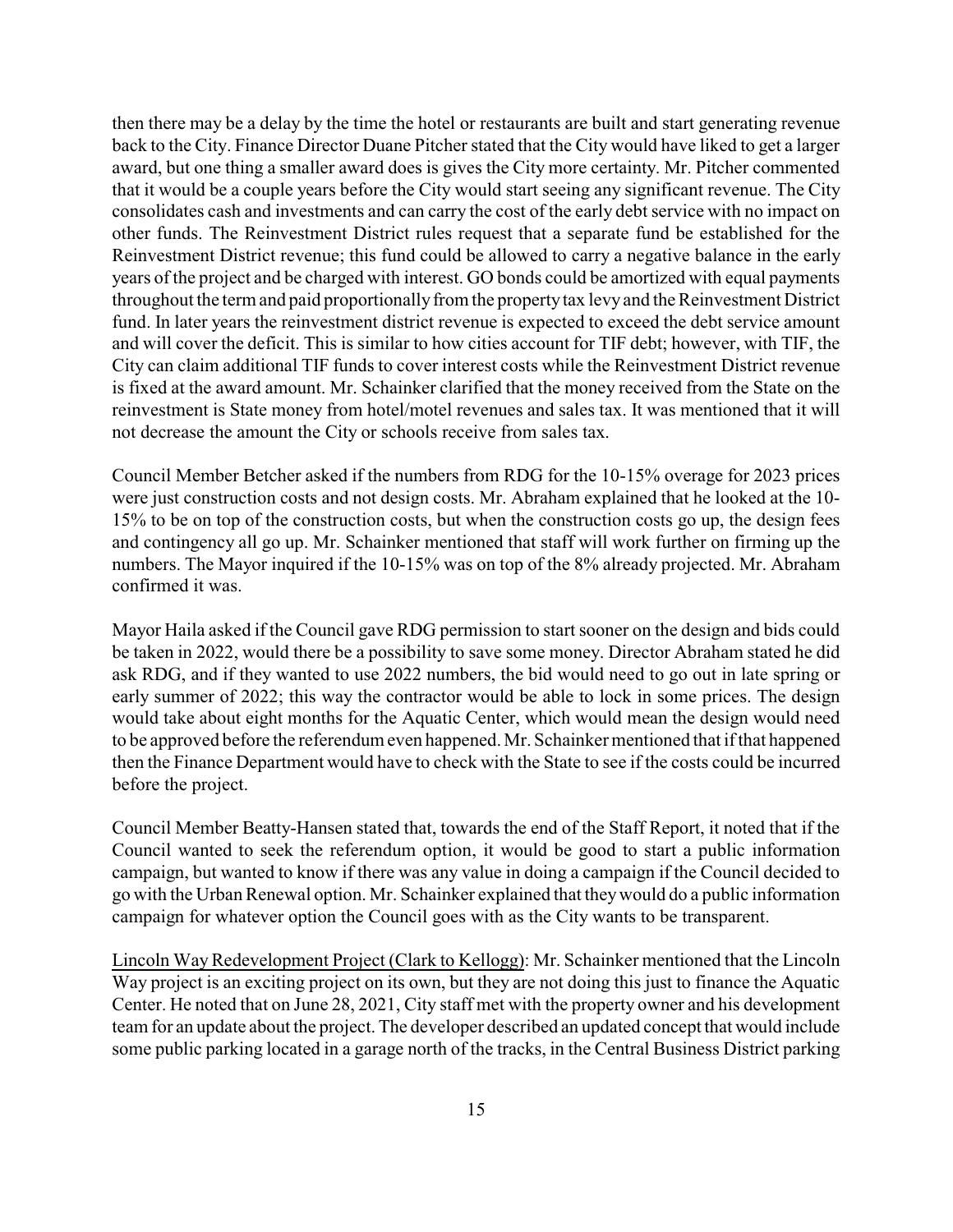then there may be a delay by the time the hotel or restaurants are built and start generating revenue back to the City. Finance Director Duane Pitcher stated that the City would have liked to get a larger award, but one thing a smaller award does is gives the City more certainty. Mr. Pitcher commented that it would be a couple years before the City would start seeing any significant revenue. The City consolidates cash and investments and can carry the cost of the early debt service with no impact on other funds. The Reinvestment District rules request that a separate fund be established for the Reinvestment District revenue; this fund could be allowed to carry a negative balance in the early years of the project and be charged with interest. GO bonds could be amortized with equal payments throughout the term and paid proportionally from the property tax levy and the Reinvestment District fund. In later years the reinvestment district revenue is expected to exceed the debt service amount and will cover the deficit. This is similar to how cities account for TIF debt; however, with TIF, the City can claim additional TIF funds to cover interest costs while the Reinvestment District revenue is fixed at the award amount. Mr. Schainker clarified that the money received from the State on the reinvestment is State money from hotel/motel revenues and sales tax. It was mentioned that it will not decrease the amount the City or schools receive from sales tax.

Council Member Betcher asked if the numbers from RDG for the 10-15% overage for 2023 prices were just construction costs and not design costs. Mr. Abraham explained that he looked at the 10-15% to be on top of the construction costs, but when the construction costs go up, the design fees and contingency all go up. Mr. Schainker mentioned that staff will work further on firming up the numbers. The Mayor inquired if the 10-15% was on top of the 8% already projected. Mr. Abraham confirmed it was.

Mayor Haila asked if the Council gave RDG permission to start sooner on the design and bids could be taken in 2022, would there be a possibility to save some money. Director Abraham stated he did ask RDG, and if they wanted to use 2022 numbers, the bid would need to go out in late spring or early summer of 2022; this way the contractor would be able to lock in some prices. The design would take about eight months for the Aquatic Center, which would mean the design would need to be approved before the referendum even happened. Mr. Schainker mentioned that if that happened then the Finance Department would have to check with the State to see if the costs could be incurred before the project.

Council Member Beatty-Hansen stated that, towards the end of the Staff Report, it noted that if the Council wanted to seek the referendum option, it would be good to start a public information campaign, but wanted to know if there was any value in doing a campaign if the Council decided to go with the Urban Renewal option. Mr. Schainker explained that they would do a public information campaign for whatever option the Council goes with as the City wants to be transparent.

Lincoln Way Redevelopment Project (Clark to Kellogg): Mr. Schainker mentioned that the Lincoln Way project is an exciting project on its own, but they are not doing this just to finance the Aquatic Center. He noted that on June 28, 2021, City staff met with the property owner and his development team for an update about the project. The developer described an updated concept that would include some public parking located in a garage north of the tracks, in the Central Business District parking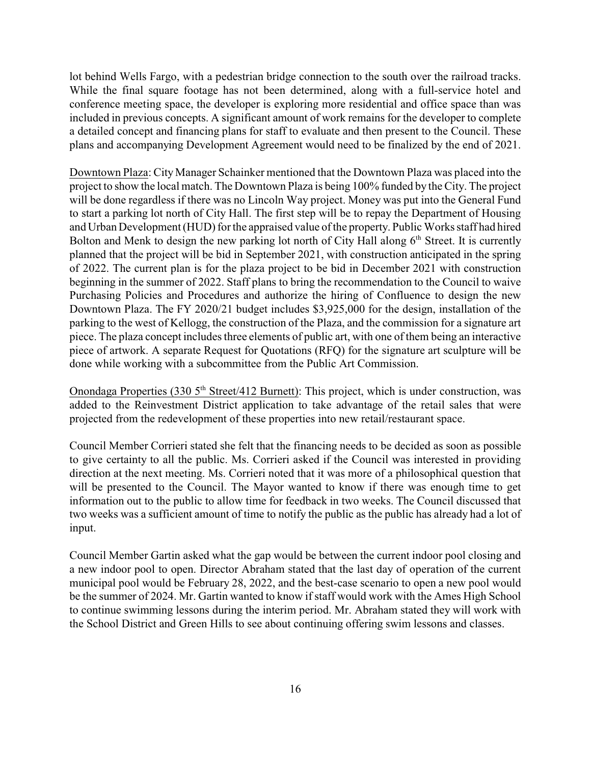lot behind Wells Fargo, with a pedestrian bridge connection to the south over the railroad tracks. While the final square footage has not been determined, along with a full-service hotel and conference meeting space, the developer is exploring more residential and office space than was included in previous concepts. A significant amount of work remains for the developer to complete a detailed concept and financing plans for staff to evaluate and then present to the Council. These plans and accompanying Development Agreement would need to be finalized by the end of 2021.

Downtown Plaza: City Manager Schainker mentioned that the Downtown Plaza was placed into the project to show the local match. The Downtown Plaza is being 100% funded by the City. The project will be done regardless if there was no Lincoln Way project. Money was put into the General Fund to start a parking lot north of City Hall. The first step will be to repay the Department of Housing and Urban Development (HUD) for the appraised value of the property. Public Works staff had hired Bolton and Menk to design the new parking lot north of City Hall along 6th Street. It is currently planned that the project will be bid in September 2021, with construction anticipated in the spring of 2022. The current plan is for the plaza project to be bid in December 2021 with construction beginning in the summer of 2022. Staff plans to bring the recommendation to the Council to waive Purchasing Policies and Procedures and authorize the hiring of Confluence to design the new Downtown Plaza. The FY 2020/21 budget includes $3,925,000 for the design, installation of the parking to the west of Kellogg, the construction of the Plaza, and the commission for a signature art piece. The plaza concept includes three elements of public art, with one of them being an interactive piece of artwork. A separate Request for Quotations (RFQ) for the signature art sculpture will be done while working with a subcommittee from the Public Art Commission.

Onondaga Properties (330 5th Street/412 Burnett): This project, which is under construction, was added to the Reinvestment District application to take advantage of the retail sales that were projected from the redevelopment of these properties into new retail/restaurant space.

Council Member Corrieri stated she felt that the financing needs to be decided as soon as possible to give certainty to all the public. Ms. Corrieri asked if the Council was interested in providing direction at the next meeting. Ms. Corrieri noted that it was more of a philosophical question that will be presented to the Council. The Mayor wanted to know if there was enough time to get information out to the public to allow time for feedback in two weeks. The Council discussed that two weeks was a sufficient amount of time to notify the public as the public has already had a lot of input.

Council Member Gartin asked what the gap would be between the current indoor pool closing and a new indoor pool to open. Director Abraham stated that the last day of operation of the current municipal pool would be February 28, 2022, and the best-case scenario to open a new pool would be the summer of 2024. Mr. Gartin wanted to know if staff would work with the Ames High School to continue swimming lessons during the interim period. Mr. Abraham stated they will work with the School District and Green Hills to see about continuing offering swim lessons and classes.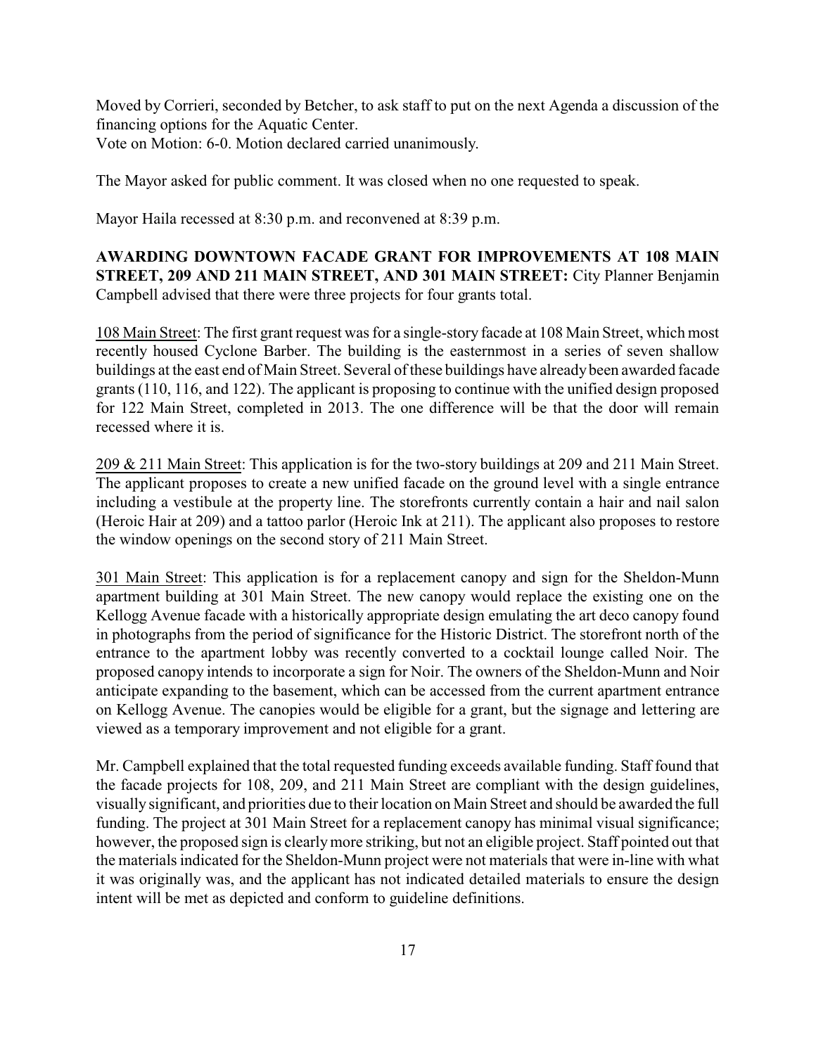Moved by Corrieri, seconded by Betcher, to ask staff to put on the next Agenda a discussion of the financing options for the Aquatic Center.
Vote on Motion: 6-0. Motion declared carried unanimously.

The Mayor asked for public comment. It was closed when no one requested to speak.

Mayor Haila recessed at 8:30 p.m. and reconvened at 8:39 p.m.

**AWARDING DOWNTOWN FACADE GRANT FOR IMPROVEMENTS AT 108 MAIN STREET, 209 AND 211 MAIN STREET, AND 301 MAIN STREET:** City Planner Benjamin Campbell advised that there were three projects for four grants total.

<u>108 Main Street</u>: The first grant request was for a single-story facade at 108 Main Street, which most recently housed Cyclone Barber. The building is the easternmost in a series of seven shallow buildings at the east end of Main Street. Several of these buildings have already been awarded facade grants (110, 116, and 122). The applicant is proposing to continue with the unified design proposed for 122 Main Street, completed in 2013. The one difference will be that the door will remain recessed where it is.

<u>209 & 211 Main Street</u>: This application is for the two-story buildings at 209 and 211 Main Street. The applicant proposes to create a new unified facade on the ground level with a single entrance including a vestibule at the property line. The storefronts currently contain a hair and nail salon (Heroic Hair at 209) and a tattoo parlor (Heroic Ink at 211). The applicant also proposes to restore the window openings on the second story of 211 Main Street.

<u>301 Main Street</u>: This application is for a replacement canopy and sign for the Sheldon-Munn apartment building at 301 Main Street. The new canopy would replace the existing one on the Kellogg Avenue facade with a historically appropriate design emulating the art deco canopy found in photographs from the period of significance for the Historic District. The storefront north of the entrance to the apartment lobby was recently converted to a cocktail lounge called Noir. The proposed canopy intends to incorporate a sign for Noir. The owners of the Sheldon-Munn and Noir anticipate expanding to the basement, which can be accessed from the current apartment entrance on Kellogg Avenue. The canopies would be eligible for a grant, but the signage and lettering are viewed as a temporary improvement and not eligible for a grant.

Mr. Campbell explained that the total requested funding exceeds available funding. Staff found that the facade projects for 108, 209, and 211 Main Street are compliant with the design guidelines, visually significant, and priorities due to their location on Main Street and should be awarded the full funding. The project at 301 Main Street for a replacement canopy has minimal visual significance; however, the proposed sign is clearly more striking, but not an eligible project. Staff pointed out that the materials indicated for the Sheldon-Munn project were not materials that were in-line with what it was originally was, and the applicant has not indicated detailed materials to ensure the design intent will be met as depicted and conform to guideline definitions.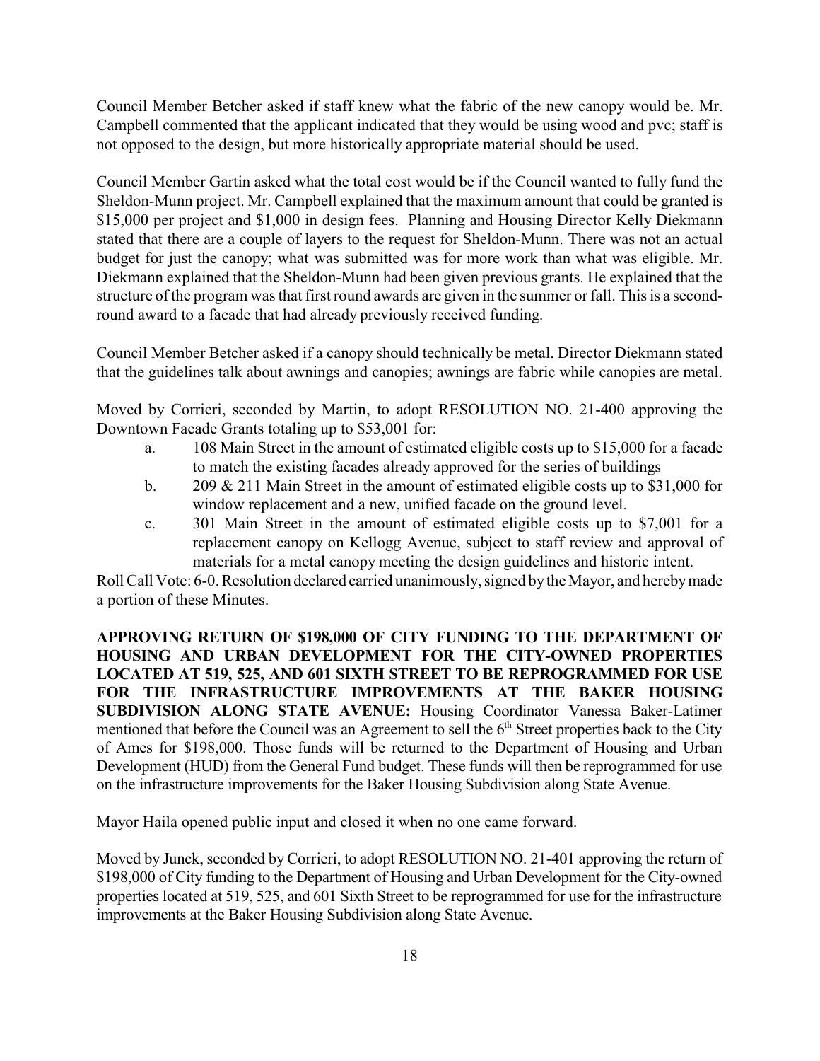Council Member Betcher asked if staff knew what the fabric of the new canopy would be. Mr. Campbell commented that the applicant indicated that they would be using wood and pvc; staff is not opposed to the design, but more historically appropriate material should be used.

Council Member Gartin asked what the total cost would be if the Council wanted to fully fund the Sheldon-Munn project. Mr. Campbell explained that the maximum amount that could be granted is \$15,000 per project and \$1,000 in design fees. Planning and Housing Director Kelly Diekmann stated that there are a couple of layers to the request for Sheldon-Munn. There was not an actual budget for just the canopy; what was submitted was for more work than what was eligible. Mr. Diekmann explained that the Sheldon-Munn had been given previous grants. He explained that the structure of the program was that first round awards are given in the summer or fall. This is a second-round award to a facade that had already previously received funding.

Council Member Betcher asked if a canopy should technically be metal. Director Diekmann stated that the guidelines talk about awnings and canopies; awnings are fabric while canopies are metal.

Moved by Corrieri, seconded by Martin, to adopt RESOLUTION NO. 21-400 approving the Downtown Facade Grants totaling up to \$53,001 for:

a. 108 Main Street in the amount of estimated eligible costs up to \$15,000 for a facade to match the existing facades already approved for the series of buildings
b. 209 & 211 Main Street in the amount of estimated eligible costs up to \$31,000 for window replacement and a new, unified facade on the ground level.
c. 301 Main Street in the amount of estimated eligible costs up to \$7,001 for a replacement canopy on Kellogg Avenue, subject to staff review and approval of materials for a metal canopy meeting the design guidelines and historic intent.

Roll Call Vote: 6-0. Resolution declared carried unanimously, signed by the Mayor, and hereby made a portion of these Minutes.

**APPROVING RETURN OF \$198,000 OF CITY FUNDING TO THE DEPARTMENT OF HOUSING AND URBAN DEVELOPMENT FOR THE CITY-OWNED PROPERTIES LOCATED AT 519, 525, AND 601 SIXTH STREET TO BE REPROGRAMMED FOR USE FOR THE INFRASTRUCTURE IMPROVEMENTS AT THE BAKER HOUSING SUBDIVISION ALONG STATE AVENUE:** Housing Coordinator Vanessa Baker-Latimer mentioned that before the Council was an Agreement to sell the 6th Street properties back to the City of Ames for \$198,000. Those funds will be returned to the Department of Housing and Urban Development (HUD) from the General Fund budget. These funds will then be reprogrammed for use on the infrastructure improvements for the Baker Housing Subdivision along State Avenue.

Mayor Haila opened public input and closed it when no one came forward.

Moved by Junck, seconded by Corrieri, to adopt RESOLUTION NO. 21-401 approving the return of \$198,000 of City funding to the Department of Housing and Urban Development for the City-owned properties located at 519, 525, and 601 Sixth Street to be reprogrammed for use for the infrastructure improvements at the Baker Housing Subdivision along State Avenue.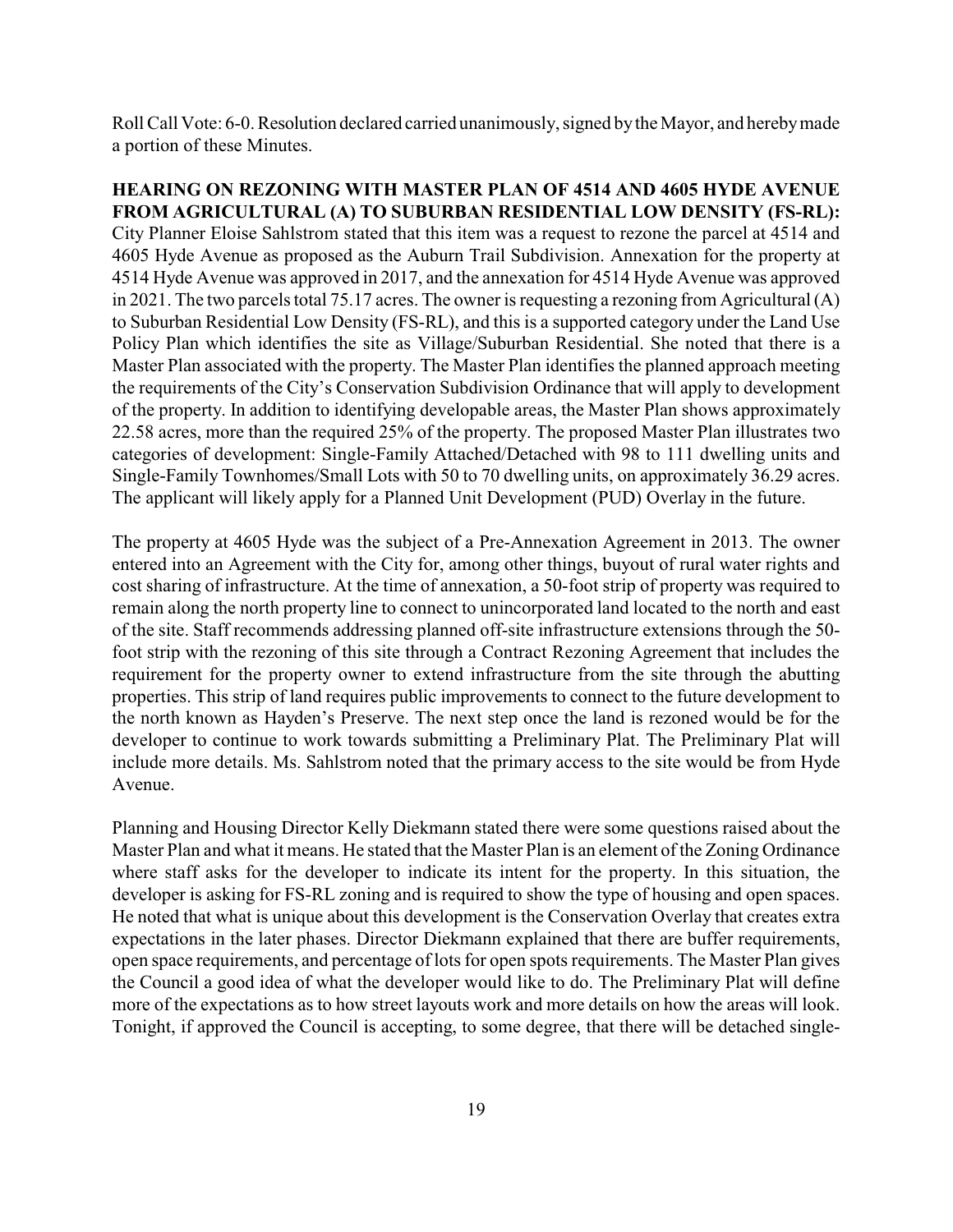Roll Call Vote: 6-0. Resolution declared carried unanimously, signed by the Mayor, and hereby made a portion of these Minutes.

**HEARING ON REZONING WITH MASTER PLAN OF 4514 AND 4605 HYDE AVENUE FROM AGRICULTURAL (A) TO SUBURBAN RESIDENTIAL LOW DENSITY (FS-RL):** City Planner Eloise Sahlstrom stated that this item was a request to rezone the parcel at 4514 and 4605 Hyde Avenue as proposed as the Auburn Trail Subdivision. Annexation for the property at 4514 Hyde Avenue was approved in 2017, and the annexation for 4514 Hyde Avenue was approved in 2021. The two parcels total 75.17 acres. The owner is requesting a rezoning from Agricultural (A) to Suburban Residential Low Density (FS-RL), and this is a supported category under the Land Use Policy Plan which identifies the site as Village/Suburban Residential. She noted that there is a Master Plan associated with the property. The Master Plan identifies the planned approach meeting the requirements of the City's Conservation Subdivision Ordinance that will apply to development of the property. In addition to identifying developable areas, the Master Plan shows approximately 22.58 acres, more than the required 25% of the property. The proposed Master Plan illustrates two categories of development: Single-Family Attached/Detached with 98 to 111 dwelling units and Single-Family Townhomes/Small Lots with 50 to 70 dwelling units, on approximately 36.29 acres. The applicant will likely apply for a Planned Unit Development (PUD) Overlay in the future.

The property at 4605 Hyde was the subject of a Pre-Annexation Agreement in 2013. The owner entered into an Agreement with the City for, among other things, buyout of rural water rights and cost sharing of infrastructure. At the time of annexation, a 50-foot strip of property was required to remain along the north property line to connect to unincorporated land located to the north and east of the site. Staff recommends addressing planned off-site infrastructure extensions through the 50-foot strip with the rezoning of this site through a Contract Rezoning Agreement that includes the requirement for the property owner to extend infrastructure from the site through the abutting properties. This strip of land requires public improvements to connect to the future development to the north known as Hayden's Preserve. The next step once the land is rezoned would be for the developer to continue to work towards submitting a Preliminary Plat. The Preliminary Plat will include more details. Ms. Sahlstrom noted that the primary access to the site would be from Hyde Avenue.

Planning and Housing Director Kelly Diekmann stated there were some questions raised about the Master Plan and what it means. He stated that the Master Plan is an element of the Zoning Ordinance where staff asks for the developer to indicate its intent for the property. In this situation, the developer is asking for FS-RL zoning and is required to show the type of housing and open spaces. He noted that what is unique about this development is the Conservation Overlay that creates extra expectations in the later phases. Director Diekmann explained that there are buffer requirements, open space requirements, and percentage of lots for open spots requirements. The Master Plan gives the Council a good idea of what the developer would like to do. The Preliminary Plat will define more of the expectations as to how street layouts work and more details on how the areas will look. Tonight, if approved the Council is accepting, to some degree, that there will be detached single-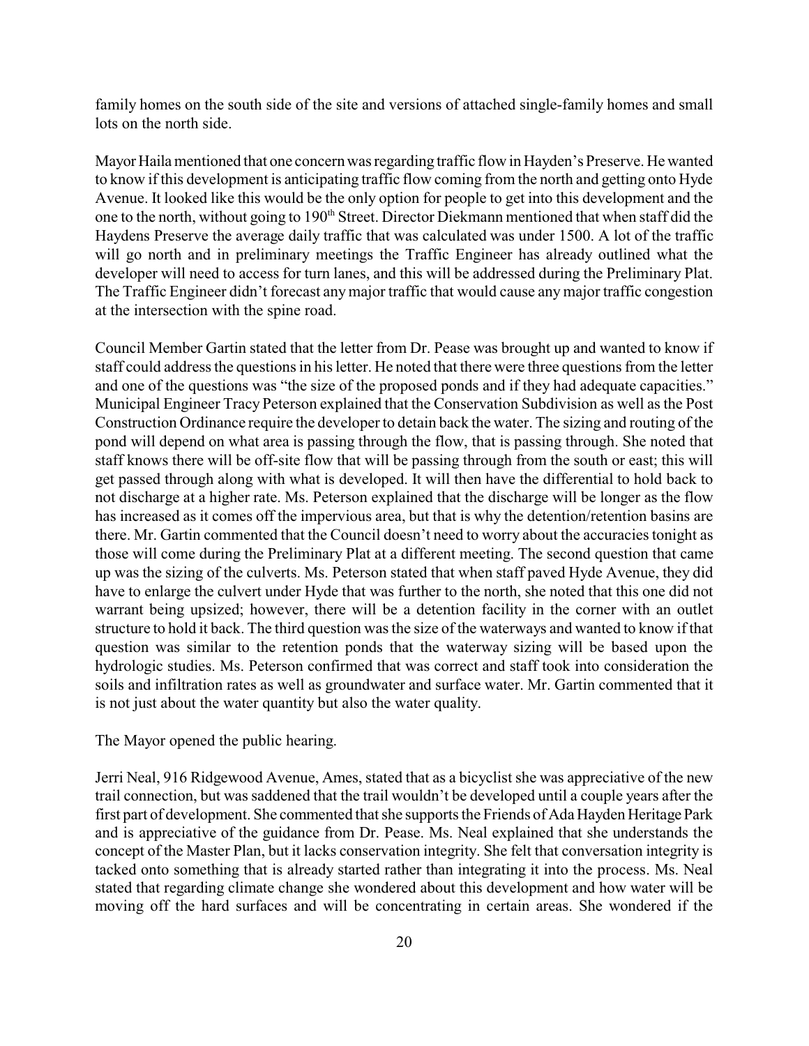family homes on the south side of the site and versions of attached single-family homes and small lots on the north side.

Mayor Haila mentioned that one concern was regarding traffic flow in Hayden's Preserve. He wanted to know if this development is anticipating traffic flow coming from the north and getting onto Hyde Avenue. It looked like this would be the only option for people to get into this development and the one to the north, without going to 190th Street. Director Diekmann mentioned that when staff did the Haydens Preserve the average daily traffic that was calculated was under 1500. A lot of the traffic will go north and in preliminary meetings the Traffic Engineer has already outlined what the developer will need to access for turn lanes, and this will be addressed during the Preliminary Plat. The Traffic Engineer didn't forecast any major traffic that would cause any major traffic congestion at the intersection with the spine road.

Council Member Gartin stated that the letter from Dr. Pease was brought up and wanted to know if staff could address the questions in his letter. He noted that there were three questions from the letter and one of the questions was "the size of the proposed ponds and if they had adequate capacities." Municipal Engineer Tracy Peterson explained that the Conservation Subdivision as well as the Post Construction Ordinance require the developer to detain back the water. The sizing and routing of the pond will depend on what area is passing through the flow, that is passing through. She noted that staff knows there will be off-site flow that will be passing through from the south or east; this will get passed through along with what is developed. It will then have the differential to hold back to not discharge at a higher rate. Ms. Peterson explained that the discharge will be longer as the flow has increased as it comes off the impervious area, but that is why the detention/retention basins are there. Mr. Gartin commented that the Council doesn't need to worry about the accuracies tonight as those will come during the Preliminary Plat at a different meeting. The second question that came up was the sizing of the culverts. Ms. Peterson stated that when staff paved Hyde Avenue, they did have to enlarge the culvert under Hyde that was further to the north, she noted that this one did not warrant being upsized; however, there will be a detention facility in the corner with an outlet structure to hold it back. The third question was the size of the waterways and wanted to know if that question was similar to the retention ponds that the waterway sizing will be based upon the hydrologic studies. Ms. Peterson confirmed that was correct and staff took into consideration the soils and infiltration rates as well as groundwater and surface water. Mr. Gartin commented that it is not just about the water quantity but also the water quality.

The Mayor opened the public hearing.

Jerri Neal, 916 Ridgewood Avenue, Ames, stated that as a bicyclist she was appreciative of the new trail connection, but was saddened that the trail wouldn't be developed until a couple years after the first part of development. She commented that she supports the Friends of Ada Hayden Heritage Park and is appreciative of the guidance from Dr. Pease. Ms. Neal explained that she understands the concept of the Master Plan, but it lacks conservation integrity. She felt that conversation integrity is tacked onto something that is already started rather than integrating it into the process. Ms. Neal stated that regarding climate change she wondered about this development and how water will be moving off the hard surfaces and will be concentrating in certain areas. She wondered if the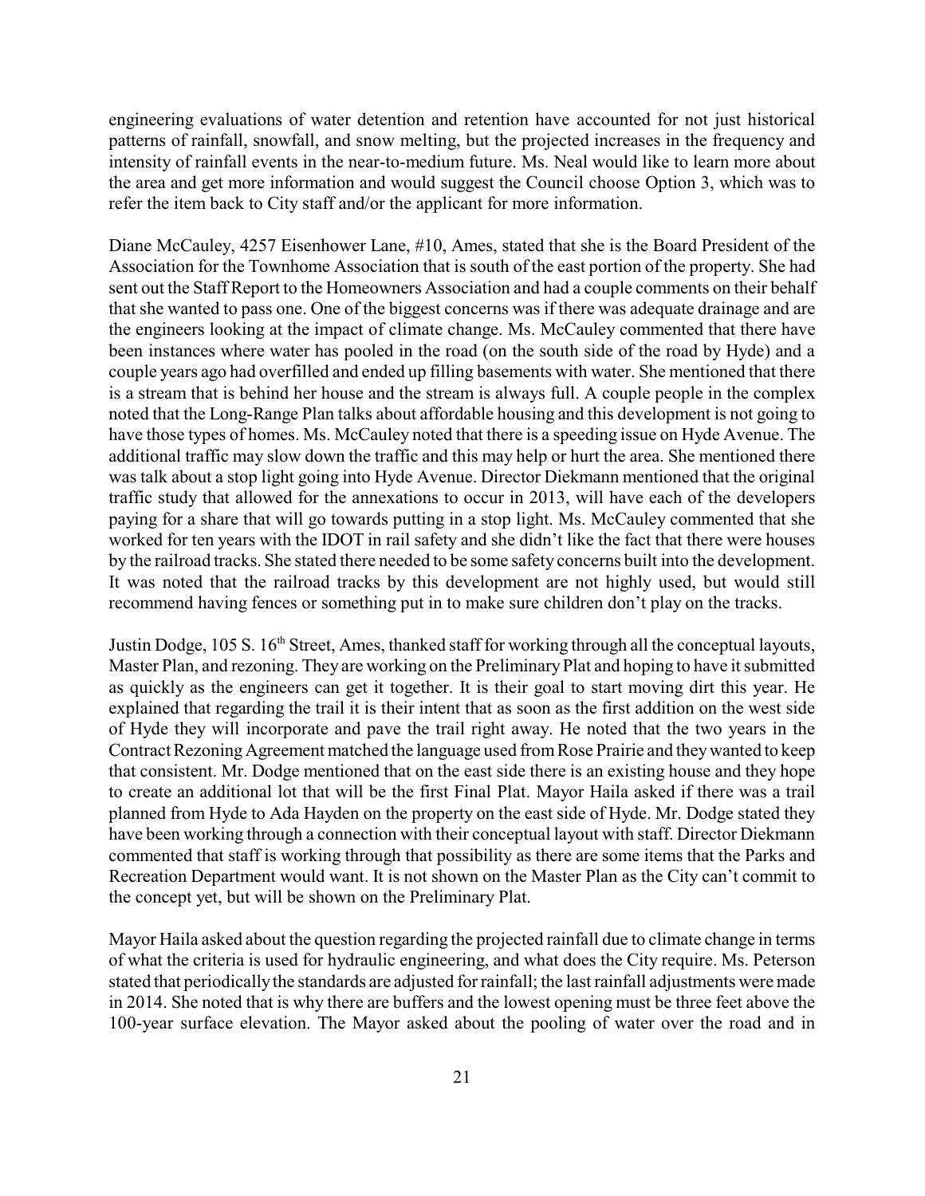engineering evaluations of water detention and retention have accounted for not just historical patterns of rainfall, snowfall, and snow melting, but the projected increases in the frequency and intensity of rainfall events in the near-to-medium future. Ms. Neal would like to learn more about the area and get more information and would suggest the Council choose Option 3, which was to refer the item back to City staff and/or the applicant for more information.

Diane McCauley, 4257 Eisenhower Lane, #10, Ames, stated that she is the Board President of the Association for the Townhome Association that is south of the east portion of the property. She had sent out the Staff Report to the Homeowners Association and had a couple comments on their behalf that she wanted to pass one. One of the biggest concerns was if there was adequate drainage and are the engineers looking at the impact of climate change. Ms. McCauley commented that there have been instances where water has pooled in the road (on the south side of the road by Hyde) and a couple years ago had overfilled and ended up filling basements with water. She mentioned that there is a stream that is behind her house and the stream is always full. A couple people in the complex noted that the Long-Range Plan talks about affordable housing and this development is not going to have those types of homes. Ms. McCauley noted that there is a speeding issue on Hyde Avenue. The additional traffic may slow down the traffic and this may help or hurt the area. She mentioned there was talk about a stop light going into Hyde Avenue. Director Diekmann mentioned that the original traffic study that allowed for the annexations to occur in 2013, will have each of the developers paying for a share that will go towards putting in a stop light. Ms. McCauley commented that she worked for ten years with the IDOT in rail safety and she didn't like the fact that there were houses by the railroad tracks. She stated there needed to be some safety concerns built into the development. It was noted that the railroad tracks by this development are not highly used, but would still recommend having fences or something put in to make sure children don't play on the tracks.

Justin Dodge, 105 S. 16th Street, Ames, thanked staff for working through all the conceptual layouts, Master Plan, and rezoning. They are working on the Preliminary Plat and hoping to have it submitted as quickly as the engineers can get it together. It is their goal to start moving dirt this year. He explained that regarding the trail it is their intent that as soon as the first addition on the west side of Hyde they will incorporate and pave the trail right away. He noted that the two years in the Contract Rezoning Agreement matched the language used from Rose Prairie and they wanted to keep that consistent. Mr. Dodge mentioned that on the east side there is an existing house and they hope to create an additional lot that will be the first Final Plat. Mayor Haila asked if there was a trail planned from Hyde to Ada Hayden on the property on the east side of Hyde. Mr. Dodge stated they have been working through a connection with their conceptual layout with staff. Director Diekmann commented that staff is working through that possibility as there are some items that the Parks and Recreation Department would want. It is not shown on the Master Plan as the City can't commit to the concept yet, but will be shown on the Preliminary Plat.

Mayor Haila asked about the question regarding the projected rainfall due to climate change in terms of what the criteria is used for hydraulic engineering, and what does the City require. Ms. Peterson stated that periodically the standards are adjusted for rainfall; the last rainfall adjustments were made in 2014. She noted that is why there are buffers and the lowest opening must be three feet above the 100-year surface elevation. The Mayor asked about the pooling of water over the road and in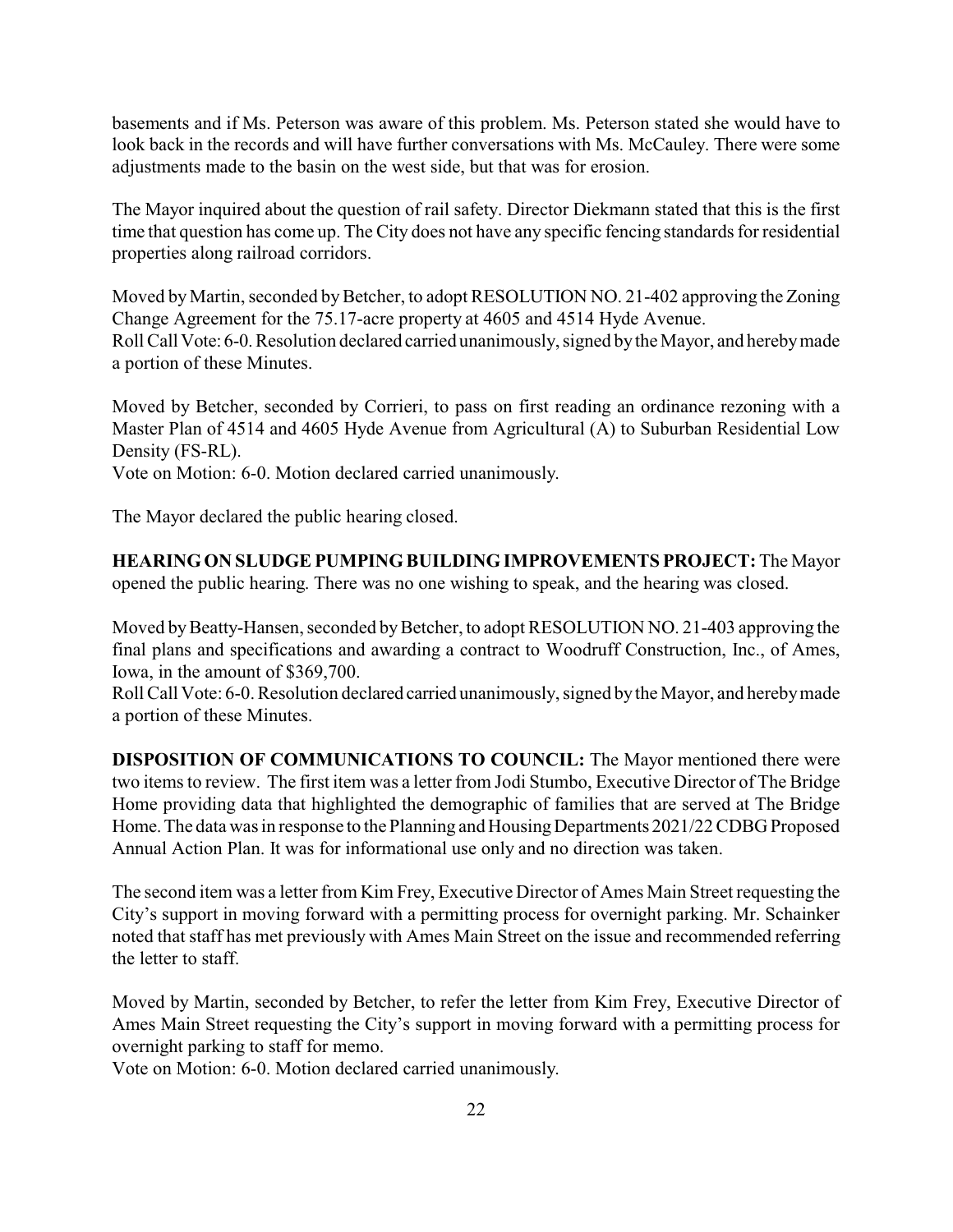basements and if Ms. Peterson was aware of this problem. Ms. Peterson stated she would have to look back in the records and will have further conversations with Ms. McCauley. There were some adjustments made to the basin on the west side, but that was for erosion.

The Mayor inquired about the question of rail safety. Director Diekmann stated that this is the first time that question has come up. The City does not have any specific fencing standards for residential properties along railroad corridors.

Moved by Martin, seconded by Betcher, to adopt RESOLUTION NO. 21-402 approving the Zoning Change Agreement for the 75.17-acre property at 4605 and 4514 Hyde Avenue.
Roll Call Vote: 6-0. Resolution declared carried unanimously, signed by the Mayor, and hereby made a portion of these Minutes.

Moved by Betcher, seconded by Corrieri, to pass on first reading an ordinance rezoning with a Master Plan of 4514 and 4605 Hyde Avenue from Agricultural (A) to Suburban Residential Low Density (FS-RL).
Vote on Motion: 6-0. Motion declared carried unanimously.

The Mayor declared the public hearing closed.

**HEARING ON SLUDGE PUMPING BUILDING IMPROVEMENTS PROJECT:** The Mayor opened the public hearing. There was no one wishing to speak, and the hearing was closed.

Moved by Beatty-Hansen, seconded by Betcher, to adopt RESOLUTION NO. 21-403 approving the final plans and specifications and awarding a contract to Woodruff Construction, Inc., of Ames, Iowa, in the amount of $369,700.
Roll Call Vote: 6-0. Resolution declared carried unanimously, signed by the Mayor, and hereby made a portion of these Minutes.

**DISPOSITION OF COMMUNICATIONS TO COUNCIL:** The Mayor mentioned there were two items to review. The first item was a letter from Jodi Stumbo, Executive Director of The Bridge Home providing data that highlighted the demographic of families that are served at The Bridge Home. The data was in response to the Planning and Housing Departments 2021/22 CDBG Proposed Annual Action Plan. It was for informational use only and no direction was taken.

The second item was a letter from Kim Frey, Executive Director of Ames Main Street requesting the City's support in moving forward with a permitting process for overnight parking. Mr. Schainker noted that staff has met previously with Ames Main Street on the issue and recommended referring the letter to staff.

Moved by Martin, seconded by Betcher, to refer the letter from Kim Frey, Executive Director of Ames Main Street requesting the City's support in moving forward with a permitting process for overnight parking to staff for memo.
Vote on Motion: 6-0. Motion declared carried unanimously.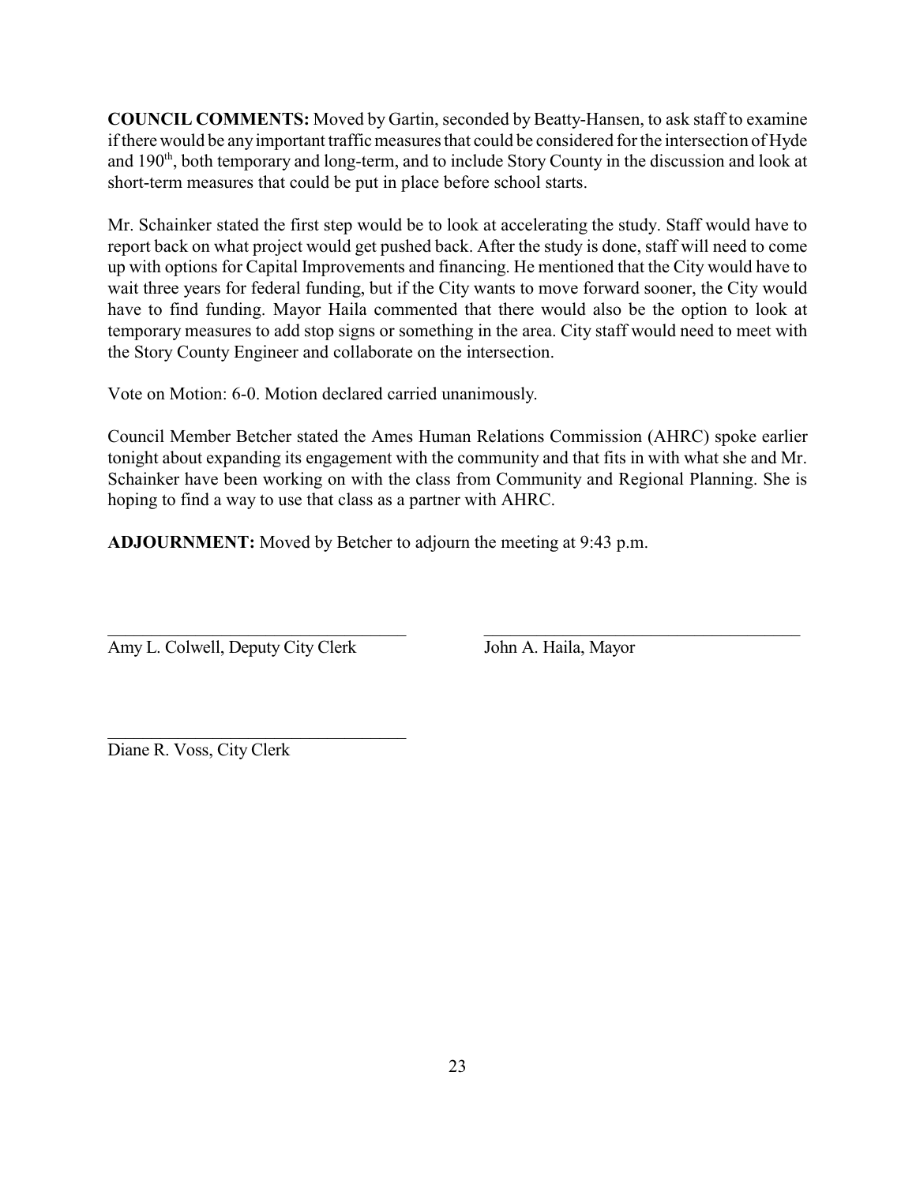**COUNCIL COMMENTS:** Moved by Gartin, seconded by Beatty-Hansen, to ask staff to examine if there would be any important traffic measures that could be considered for the intersection of Hyde and 190th, both temporary and long-term, and to include Story County in the discussion and look at short-term measures that could be put in place before school starts.

Mr. Schainker stated the first step would be to look at accelerating the study. Staff would have to report back on what project would get pushed back. After the study is done, staff will need to come up with options for Capital Improvements and financing. He mentioned that the City would have to wait three years for federal funding, but if the City wants to move forward sooner, the City would have to find funding. Mayor Haila commented that there would also be the option to look at temporary measures to add stop signs or something in the area. City staff would need to meet with the Story County Engineer and collaborate on the intersection.

Vote on Motion: 6-0. Motion declared carried unanimously.

Council Member Betcher stated the Ames Human Relations Commission (AHRC) spoke earlier tonight about expanding its engagement with the community and that fits in with what she and Mr. Schainker have been working on with the class from Community and Regional Planning. She is hoping to find a way to use that class as a partner with AHRC.

**ADJOURNMENT:** Moved by Betcher to adjourn the meeting at 9:43 p.m.

\_\_\_\_\_\_\_\_\_\_\_\_\_\_\_\_\_\_\_\_\_\_\_\_\_\_\_\_\_\_\_\_\_\_\_
Amy L. Colwell, Deputy City Clerk

\_\_\_\_\_\_\_\_\_\_\_\_\_\_\_\_\_\_\_\_\_\_\_\_\_\_\_\_\_\_\_\_\_\_\_
John A. Haila, Mayor

\_\_\_\_\_\_\_\_\_\_\_\_\_\_\_\_\_\_\_\_\_\_\_\_\_\_\_\_\_\_\_\_\_\_\_
Diane R. Voss, City Clerk